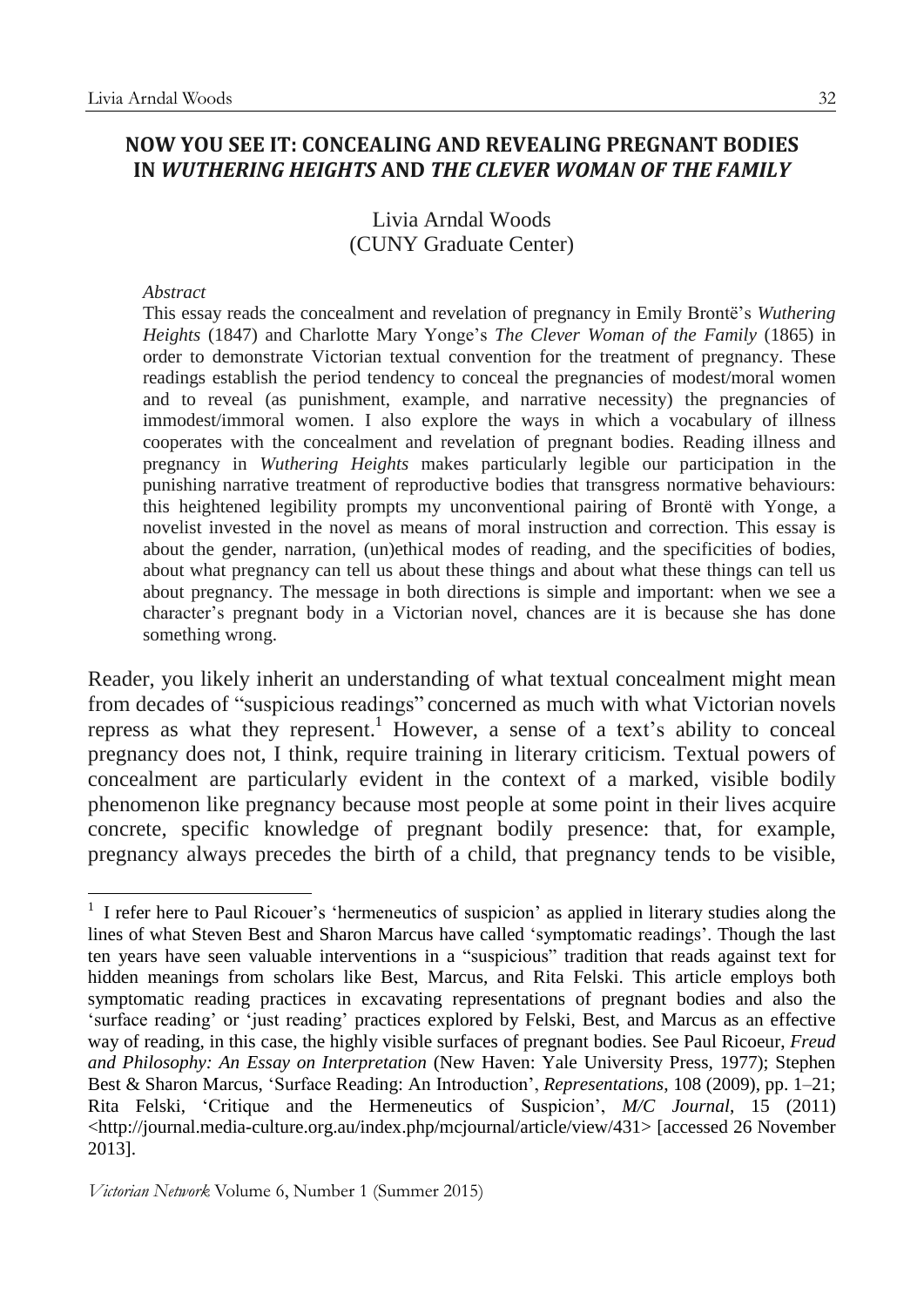## NOW YOU SEE IT: CONCEALING AND REVEALING PREGNANT BODIES IN *WUTHERING HEIGHTS* AND *THE CLEVER WOMAN OF THE FAMILY*

Livia Arndal Woods
(CUNY Graduate Center)

*Abstract*

This essay reads the concealment and revelation of pregnancy in Emily Brontë's *Wuthering Heights* (1847) and Charlotte Mary Yonge's *The Clever Woman of the Family* (1865) in order to demonstrate Victorian textual convention for the treatment of pregnancy. These readings establish the period tendency to conceal the pregnancies of modest/moral women and to reveal (as punishment, example, and narrative necessity) the pregnancies of immodest/immoral women. I also explore the ways in which a vocabulary of illness cooperates with the concealment and revelation of pregnant bodies. Reading illness and pregnancy in *Wuthering Heights* makes particularly legible our participation in the punishing narrative treatment of reproductive bodies that transgress normative behaviours: this heightened legibility prompts my unconventional pairing of Brontë with Yonge, a novelist invested in the novel as means of moral instruction and correction. This essay is about the gender, narration, (un)ethical modes of reading, and the specificities of bodies, about what pregnancy can tell us about these things and about what these things can tell us about pregnancy. The message in both directions is simple and important: when we see a character's pregnant body in a Victorian novel, chances are it is because she has done something wrong.

Reader, you likely inherit an understanding of what textual concealment might mean from decades of "suspicious readings" concerned as much with what Victorian novels repress as what they represent.[1] However, a sense of a text's ability to conceal pregnancy does not, I think, require training in literary criticism. Textual powers of concealment are particularly evident in the context of a marked, visible bodily phenomenon like pregnancy because most people at some point in their lives acquire concrete, specific knowledge of pregnant bodily presence: that, for example, pregnancy always precedes the birth of a child, that pregnancy tends to be visible,

---

[1] I refer here to Paul Ricouer's 'hermeneutics of suspicion' as applied in literary studies along the lines of what Steven Best and Sharon Marcus have called 'symptomatic readings'. Though the last ten years have seen valuable interventions in a "suspicious" tradition that reads against text for hidden meanings from scholars like Best, Marcus, and Rita Felski. This article employs both symptomatic reading practices in excavating representations of pregnant bodies and also the 'surface reading' or 'just reading' practices explored by Felski, Best, and Marcus as an effective way of reading, in this case, the highly visible surfaces of pregnant bodies. See Paul Ricoeur, *Freud and Philosophy: An Essay on Interpretation* (New Haven: Yale University Press, 1977); Stephen Best & Sharon Marcus, 'Surface Reading: An Introduction', *Representations*, 108 (2009), pp. 1–21; Rita Felski, 'Critique and the Hermeneutics of Suspicion', *M/C Journal*, 15 (2011) <http://journal.media-culture.org.au/index.php/mcjournal/article/view/431> [accessed 26 November 2013].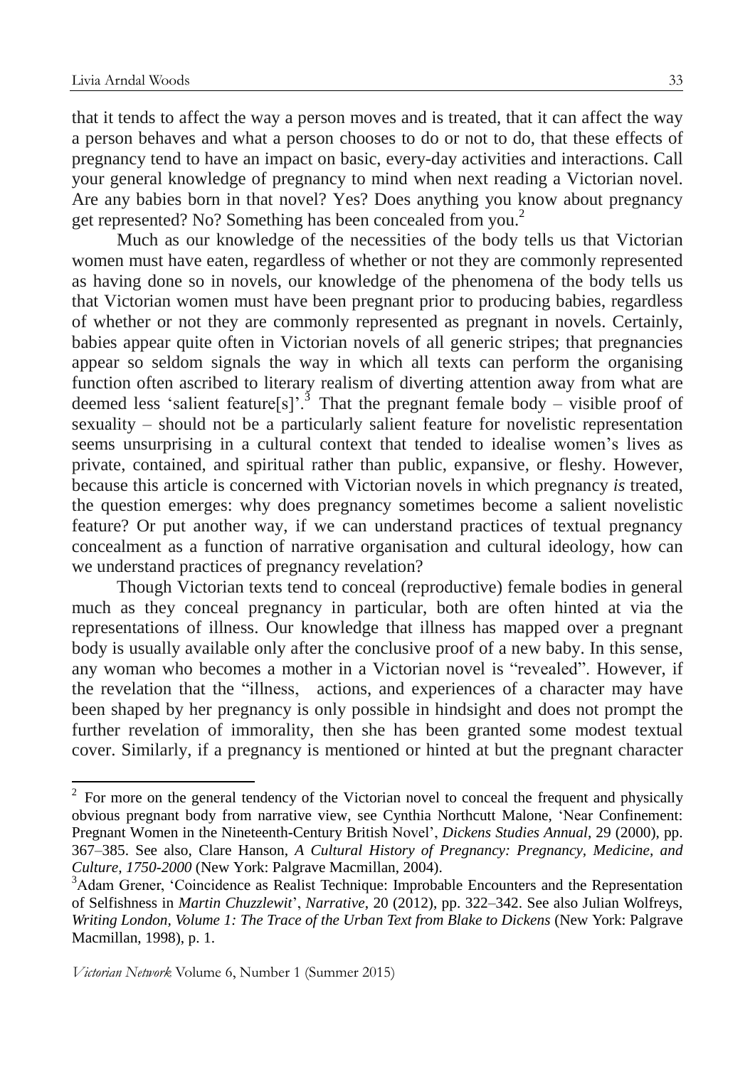that it tends to affect the way a person moves and is treated, that it can affect the way a person behaves and what a person chooses to do or not to do, that these effects of pregnancy tend to have an impact on basic, every-day activities and interactions. Call your general knowledge of pregnancy to mind when next reading a Victorian novel. Are any babies born in that novel? Yes? Does anything you know about pregnancy get represented? No? Something has been concealed from you.[2]

Much as our knowledge of the necessities of the body tells us that Victorian women must have eaten, regardless of whether or not they are commonly represented as having done so in novels, our knowledge of the phenomena of the body tells us that Victorian women must have been pregnant prior to producing babies, regardless of whether or not they are commonly represented as pregnant in novels. Certainly, babies appear quite often in Victorian novels of all generic stripes; that pregnancies appear so seldom signals the way in which all texts can perform the organising function often ascribed to literary realism of diverting attention away from what are deemed less 'salient feature[s]'.[3] That the pregnant female body – visible proof of sexuality – should not be a particularly salient feature for novelistic representation seems unsurprising in a cultural context that tended to idealise women's lives as private, contained, and spiritual rather than public, expansive, or fleshy. However, because this article is concerned with Victorian novels in which pregnancy *is* treated, the question emerges: why does pregnancy sometimes become a salient novelistic feature? Or put another way, if we can understand practices of textual pregnancy concealment as a function of narrative organisation and cultural ideology, how can we understand practices of pregnancy revelation?

Though Victorian texts tend to conceal (reproductive) female bodies in general much as they conceal pregnancy in particular, both are often hinted at via the representations of illness. Our knowledge that illness has mapped over a pregnant body is usually available only after the conclusive proof of a new baby. In this sense, any woman who becomes a mother in a Victorian novel is "revealed". However, if the revelation that the "illness, actions, and experiences of a character may have been shaped by her pregnancy is only possible in hindsight and does not prompt the further revelation of immorality, then she has been granted some modest textual cover. Similarly, if a pregnancy is mentioned or hinted at but the pregnant character

---

[2] For more on the general tendency of the Victorian novel to conceal the frequent and physically obvious pregnant body from narrative view, see Cynthia Northcutt Malone, 'Near Confinement: Pregnant Women in the Nineteenth-Century British Novel', *Dickens Studies Annual*, 29 (2000), pp. 367–385. See also, Clare Hanson, *A Cultural History of Pregnancy: Pregnancy, Medicine, and Culture, 1750-2000* (New York: Palgrave Macmillan, 2004).

[3] Adam Grener, 'Coincidence as Realist Technique: Improbable Encounters and the Representation of Selfishness in *Martin Chuzzlewit*', *Narrative*, 20 (2012), pp. 322–342. See also Julian Wolfreys, *Writing London, Volume 1: The Trace of the Urban Text from Blake to Dickens* (New York: Palgrave Macmillan, 1998), p. 1.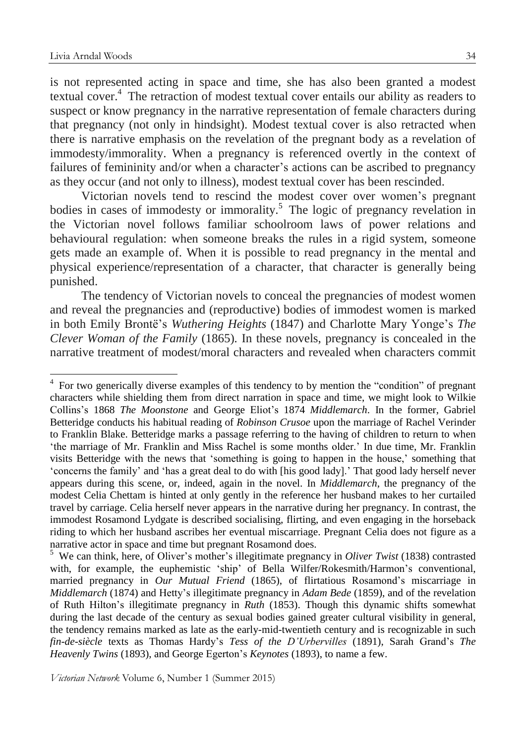is not represented acting in space and time, she has also been granted a modest textual cover.[4] The retraction of modest textual cover entails our ability as readers to suspect or know pregnancy in the narrative representation of female characters during that pregnancy (not only in hindsight). Modest textual cover is also retracted when there is narrative emphasis on the revelation of the pregnant body as a revelation of immodesty/immorality. When a pregnancy is referenced overtly in the context of failures of femininity and/or when a character's actions can be ascribed to pregnancy as they occur (and not only to illness), modest textual cover has been rescinded.

Victorian novels tend to rescind the modest cover over women's pregnant bodies in cases of immodesty or immorality.[5] The logic of pregnancy revelation in the Victorian novel follows familiar schoolroom laws of power relations and behavioural regulation: when someone breaks the rules in a rigid system, someone gets made an example of. When it is possible to read pregnancy in the mental and physical experience/representation of a character, that character is generally being punished.

The tendency of Victorian novels to conceal the pregnancies of modest women and reveal the pregnancies and (reproductive) bodies of immodest women is marked in both Emily Brontë's *Wuthering Heights* (1847) and Charlotte Mary Yonge's *The Clever Woman of the Family* (1865). In these novels, pregnancy is concealed in the narrative treatment of modest/moral characters and revealed when characters commit

---

[4] For two generically diverse examples of this tendency to by mention the "condition" of pregnant characters while shielding them from direct narration in space and time, we might look to Wilkie Collins's 1868 *The Moonstone* and George Eliot's 1874 *Middlemarch*. In the former, Gabriel Betteridge conducts his habitual reading of *Robinson Crusoe* upon the marriage of Rachel Verinder to Franklin Blake. Betteridge marks a passage referring to the having of children to return to when 'the marriage of Mr. Franklin and Miss Rachel is some months older.' In due time, Mr. Franklin visits Betteridge with the news that 'something is going to happen in the house,' something that 'concerns the family' and 'has a great deal to do with [his good lady].' That good lady herself never appears during this scene, or, indeed, again in the novel. In *Middlemarch*, the pregnancy of the modest Celia Chettam is hinted at only gently in the reference her husband makes to her curtailed travel by carriage. Celia herself never appears in the narrative during her pregnancy. In contrast, the immodest Rosamond Lydgate is described socialising, flirting, and even engaging in the horseback riding to which her husband ascribes her eventual miscarriage. Pregnant Celia does not figure as a narrative actor in space and time but pregnant Rosamond does.

[5] We can think, here, of Oliver's mother's illegitimate pregnancy in *Oliver Twist* (1838) contrasted with, for example, the euphemistic 'ship' of Bella Wilfer/Rokesmith/Harmon's conventional, married pregnancy in *Our Mutual Friend* (1865), of flirtatious Rosamond's miscarriage in *Middlemarch* (1874) and Hetty's illegitimate pregnancy in *Adam Bede* (1859), and of the revelation of Ruth Hilton's illegitimate pregnancy in *Ruth* (1853). Though this dynamic shifts somewhat during the last decade of the century as sexual bodies gained greater cultural visibility in general, the tendency remains marked as late as the early-mid-twentieth century and is recognizable in such *fin-de-siècle* texts as Thomas Hardy's *Tess of the D'Urbervilles* (1891), Sarah Grand's *The Heavenly Twins* (1893), and George Egerton's *Keynotes* (1893), to name a few.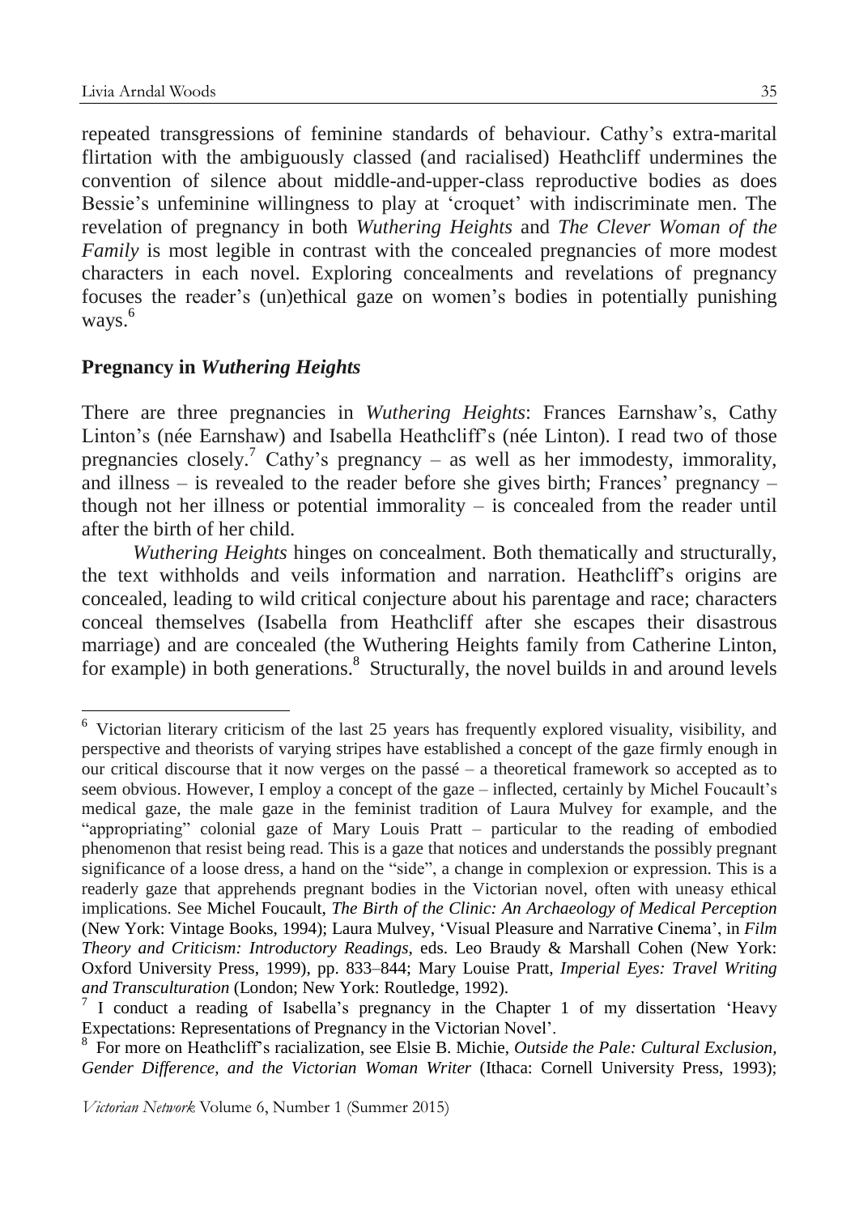repeated transgressions of feminine standards of behaviour. Cathy's extra-marital flirtation with the ambiguously classed (and racialised) Heathcliff undermines the convention of silence about middle-and-upper-class reproductive bodies as does Bessie's unfeminine willingness to play at 'croquet' with indiscriminate men. The revelation of pregnancy in both *Wuthering Heights* and *The Clever Woman of the Family* is most legible in contrast with the concealed pregnancies of more modest characters in each novel. Exploring concealments and revelations of pregnancy focuses the reader's (un)ethical gaze on women's bodies in potentially punishing ways.[6]

## Pregnancy in *Wuthering Heights*

There are three pregnancies in *Wuthering Heights*: Frances Earnshaw's, Cathy Linton's (née Earnshaw) and Isabella Heathcliff's (née Linton). I read two of those pregnancies closely.[7] Cathy's pregnancy – as well as her immodesty, immorality, and illness – is revealed to the reader before she gives birth; Frances' pregnancy – though not her illness or potential immorality – is concealed from the reader until after the birth of her child.

*Wuthering Heights* hinges on concealment. Both thematically and structurally, the text withholds and veils information and narration. Heathcliff's origins are concealed, leading to wild critical conjecture about his parentage and race; characters conceal themselves (Isabella from Heathcliff after she escapes their disastrous marriage) and are concealed (the Wuthering Heights family from Catherine Linton, for example) in both generations.[8] Structurally, the novel builds in and around levels

---

[6] Victorian literary criticism of the last 25 years has frequently explored visuality, visibility, and perspective and theorists of varying stripes have established a concept of the gaze firmly enough in our critical discourse that it now verges on the passé – a theoretical framework so accepted as to seem obvious. However, I employ a concept of the gaze – inflected, certainly by Michel Foucault's medical gaze, the male gaze in the feminist tradition of Laura Mulvey for example, and the "appropriating" colonial gaze of Mary Louis Pratt – particular to the reading of embodied phenomenon that resist being read. This is a gaze that notices and understands the possibly pregnant significance of a loose dress, a hand on the "side", a change in complexion or expression. This is a readerly gaze that apprehends pregnant bodies in the Victorian novel, often with uneasy ethical implications. See Michel Foucault, *The Birth of the Clinic: An Archaeology of Medical Perception* (New York: Vintage Books, 1994); Laura Mulvey, 'Visual Pleasure and Narrative Cinema', in *Film Theory and Criticism: Introductory Readings*, eds. Leo Braudy & Marshall Cohen (New York: Oxford University Press, 1999), pp. 833–844; Mary Louise Pratt, *Imperial Eyes: Travel Writing and Transculturation* (London; New York: Routledge, 1992).

[7] I conduct a reading of Isabella's pregnancy in the Chapter 1 of my dissertation 'Heavy Expectations: Representations of Pregnancy in the Victorian Novel'.

[8] For more on Heathcliff's racialization, see Elsie B. Michie, *Outside the Pale: Cultural Exclusion, Gender Difference, and the Victorian Woman Writer* (Ithaca: Cornell University Press, 1993);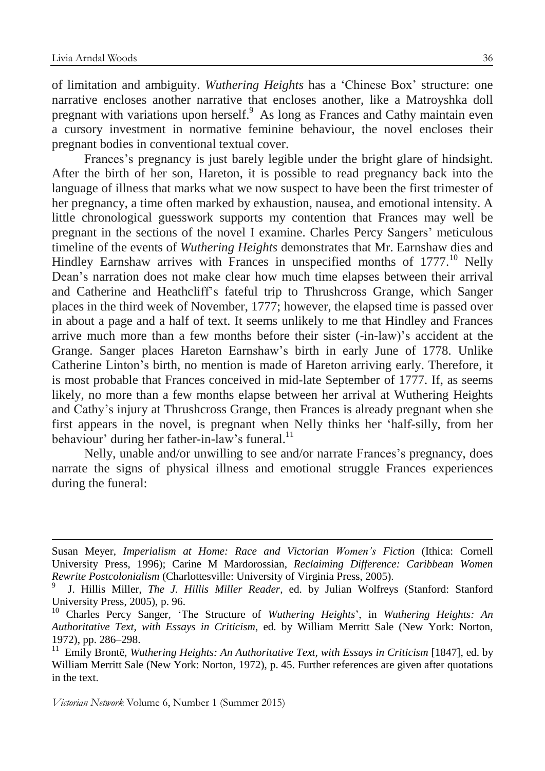of limitation and ambiguity. *Wuthering Heights* has a 'Chinese Box' structure: one narrative encloses another narrative that encloses another, like a Matroyshka doll pregnant with variations upon herself.[9] As long as Frances and Cathy maintain even a cursory investment in normative feminine behaviour, the novel encloses their pregnant bodies in conventional textual cover.

Frances's pregnancy is just barely legible under the bright glare of hindsight. After the birth of her son, Hareton, it is possible to read pregnancy back into the language of illness that marks what we now suspect to have been the first trimester of her pregnancy, a time often marked by exhaustion, nausea, and emotional intensity. A little chronological guesswork supports my contention that Frances may well be pregnant in the sections of the novel I examine. Charles Percy Sangers' meticulous timeline of the events of *Wuthering Heights* demonstrates that Mr. Earnshaw dies and Hindley Earnshaw arrives with Frances in unspecified months of 1777.[10] Nelly Dean's narration does not make clear how much time elapses between their arrival and Catherine and Heathcliff's fateful trip to Thrushcross Grange, which Sanger places in the third week of November, 1777; however, the elapsed time is passed over in about a page and a half of text. It seems unlikely to me that Hindley and Frances arrive much more than a few months before their sister (-in-law)'s accident at the Grange. Sanger places Hareton Earnshaw's birth in early June of 1778. Unlike Catherine Linton's birth, no mention is made of Hareton arriving early. Therefore, it is most probable that Frances conceived in mid-late September of 1777. If, as seems likely, no more than a few months elapse between her arrival at Wuthering Heights and Cathy's injury at Thrushcross Grange, then Frances is already pregnant when she first appears in the novel, is pregnant when Nelly thinks her 'half-silly, from her behaviour' during her father-in-law's funeral.[11]

Nelly, unable and/or unwilling to see and/or narrate Frances's pregnancy, does narrate the signs of physical illness and emotional struggle Frances experiences during the funeral:

---

Susan Meyer, *Imperialism at Home: Race and Victorian Women's Fiction* (Ithica: Cornell University Press, 1996); Carine M Mardorossian, *Reclaiming Difference: Caribbean Women Rewrite Postcolonialism* (Charlottesville: University of Virginia Press, 2005).

[9] J. Hillis Miller, *The J. Hillis Miller Reader*, ed. by Julian Wolfreys (Stanford: Stanford University Press, 2005), p. 96.

[10] Charles Percy Sanger, 'The Structure of *Wuthering Heights*', in *Wuthering Heights: An Authoritative Text, with Essays in Criticism*, ed. by William Merritt Sale (New York: Norton, 1972), pp. 286–298.

[11] Emily Brontë, *Wuthering Heights: An Authoritative Text, with Essays in Criticism* [1847], ed. by William Merritt Sale (New York: Norton, 1972), p. 45. Further references are given after quotations in the text.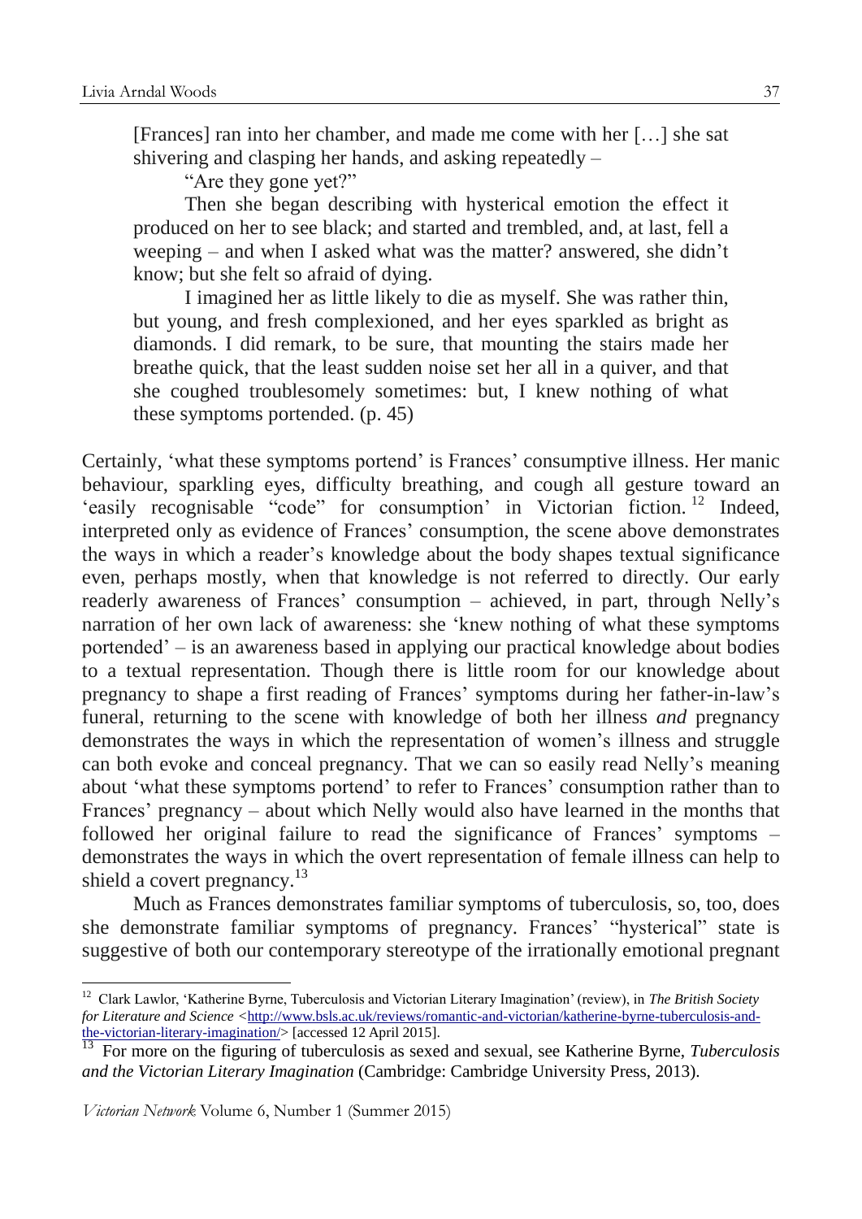> [Frances] ran into her chamber, and made me come with her […] she sat shivering and clasping her hands, and asking repeatedly –
>
> "Are they gone yet?"
>
> Then she began describing with hysterical emotion the effect it produced on her to see black; and started and trembled, and, at last, fell a weeping – and when I asked what was the matter? answered, she didn't know; but she felt so afraid of dying.
>
> I imagined her as little likely to die as myself. She was rather thin, but young, and fresh complexioned, and her eyes sparkled as bright as diamonds. I did remark, to be sure, that mounting the stairs made her breathe quick, that the least sudden noise set her all in a quiver, and that she coughed troublesomely sometimes: but, I knew nothing of what these symptoms portended. (p. 45)

Certainly, 'what these symptoms portend' is Frances' consumptive illness. Her manic behaviour, sparkling eyes, difficulty breathing, and cough all gesture toward an 'easily recognisable "code" for consumption' in Victorian fiction.[12] Indeed, interpreted only as evidence of Frances' consumption, the scene above demonstrates the ways in which a reader's knowledge about the body shapes textual significance even, perhaps mostly, when that knowledge is not referred to directly. Our early readerly awareness of Frances' consumption – achieved, in part, through Nelly's narration of her own lack of awareness: she 'knew nothing of what these symptoms portended' – is an awareness based in applying our practical knowledge about bodies to a textual representation. Though there is little room for our knowledge about pregnancy to shape a first reading of Frances' symptoms during her father-in-law's funeral, returning to the scene with knowledge of both her illness *and* pregnancy demonstrates the ways in which the representation of women's illness and struggle can both evoke and conceal pregnancy. That we can so easily read Nelly's meaning about 'what these symptoms portend' to refer to Frances' consumption rather than to Frances' pregnancy – about which Nelly would also have learned in the months that followed her original failure to read the significance of Frances' symptoms – demonstrates the ways in which the overt representation of female illness can help to shield a covert pregnancy.[13]

Much as Frances demonstrates familiar symptoms of tuberculosis, so, too, does she demonstrate familiar symptoms of pregnancy. Frances' "hysterical" state is suggestive of both our contemporary stereotype of the irrationally emotional pregnant

---

[12] Clark Lawlor, 'Katherine Byrne, Tuberculosis and Victorian Literary Imagination' (review), in *The British Society for Literature and Science* <http://www.bsls.ac.uk/reviews/romantic-and-victorian/katherine-byrne-tuberculosis-and-the-victorian-literary-imagination/> [accessed 12 April 2015].

[13] For more on the figuring of tuberculosis as sexed and sexual, see Katherine Byrne, *Tuberculosis and the Victorian Literary Imagination* (Cambridge: Cambridge University Press, 2013).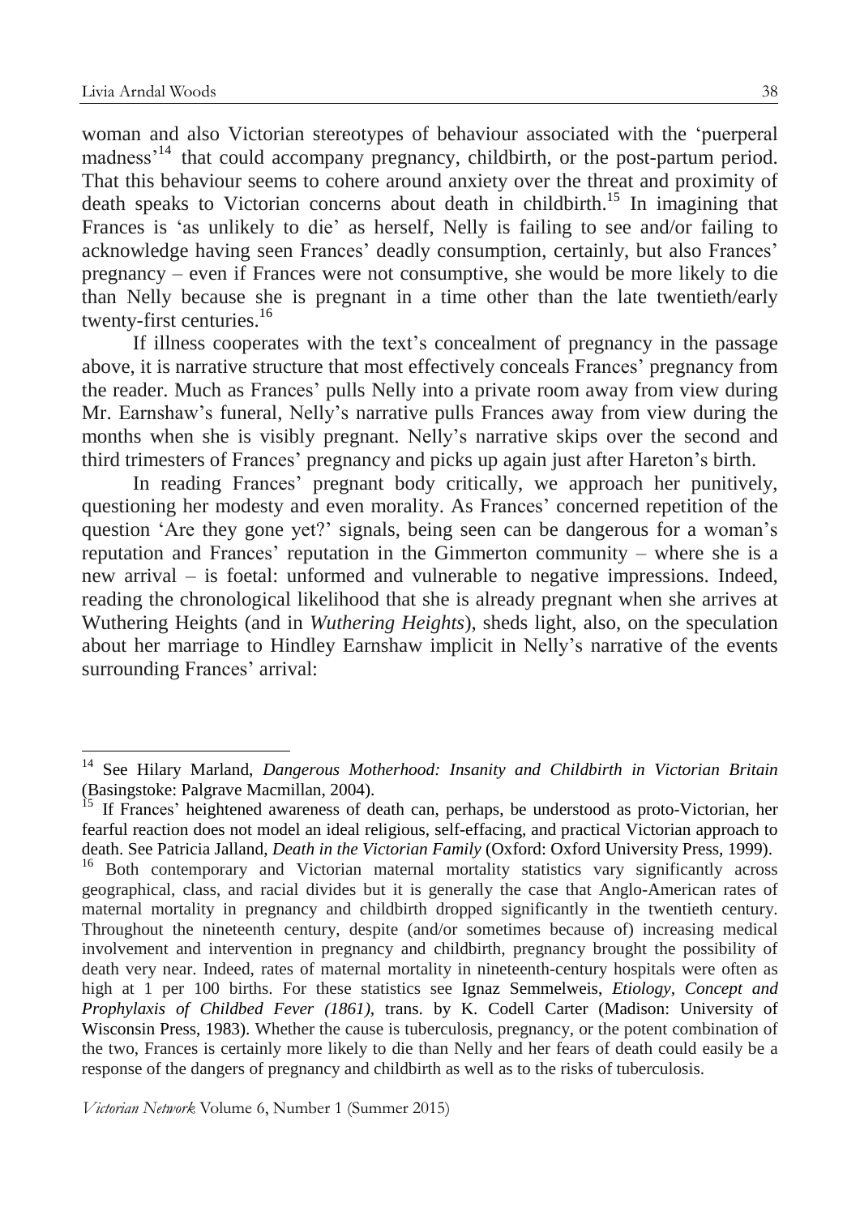woman and also Victorian stereotypes of behaviour associated with the 'puerperal madness'[14] that could accompany pregnancy, childbirth, or the post-partum period. That this behaviour seems to cohere around anxiety over the threat and proximity of death speaks to Victorian concerns about death in childbirth.[15] In imagining that Frances is 'as unlikely to die' as herself, Nelly is failing to see and/or failing to acknowledge having seen Frances' deadly consumption, certainly, but also Frances' pregnancy – even if Frances were not consumptive, she would be more likely to die than Nelly because she is pregnant in a time other than the late twentieth/early twenty-first centuries.[16]

If illness cooperates with the text's concealment of pregnancy in the passage above, it is narrative structure that most effectively conceals Frances' pregnancy from the reader. Much as Frances' pulls Nelly into a private room away from view during Mr. Earnshaw's funeral, Nelly's narrative pulls Frances away from view during the months when she is visibly pregnant. Nelly's narrative skips over the second and third trimesters of Frances' pregnancy and picks up again just after Hareton's birth.

In reading Frances' pregnant body critically, we approach her punitively, questioning her modesty and even morality. As Frances' concerned repetition of the question 'Are they gone yet?' signals, being seen can be dangerous for a woman's reputation and Frances' reputation in the Gimmerton community – where she is a new arrival – is foetal: unformed and vulnerable to negative impressions. Indeed, reading the chronological likelihood that she is already pregnant when she arrives at Wuthering Heights (and in *Wuthering Heights*), sheds light, also, on the speculation about her marriage to Hindley Earnshaw implicit in Nelly's narrative of the events surrounding Frances' arrival:

---

[14] See Hilary Marland, *Dangerous Motherhood: Insanity and Childbirth in Victorian Britain* (Basingstoke: Palgrave Macmillan, 2004).

[15] If Frances' heightened awareness of death can, perhaps, be understood as proto-Victorian, her fearful reaction does not model an ideal religious, self-effacing, and practical Victorian approach to death. See Patricia Jalland, *Death in the Victorian Family* (Oxford: Oxford University Press, 1999).

[16] Both contemporary and Victorian maternal mortality statistics vary significantly across geographical, class, and racial divides but it is generally the case that Anglo-American rates of maternal mortality in pregnancy and childbirth dropped significantly in the twentieth century. Throughout the nineteenth century, despite (and/or sometimes because of) increasing medical involvement and intervention in pregnancy and childbirth, pregnancy brought the possibility of death very near. Indeed, rates of maternal mortality in nineteenth-century hospitals were often as high at 1 per 100 births. For these statistics see Ignaz Semmelweis, *Etiology, Concept and Prophylaxis of Childbed Fever (1861)*, trans. by K. Codell Carter (Madison: University of Wisconsin Press, 1983). Whether the cause is tuberculosis, pregnancy, or the potent combination of the two, Frances is certainly more likely to die than Nelly and her fears of death could easily be a response of the dangers of pregnancy and childbirth as well as to the risks of tuberculosis.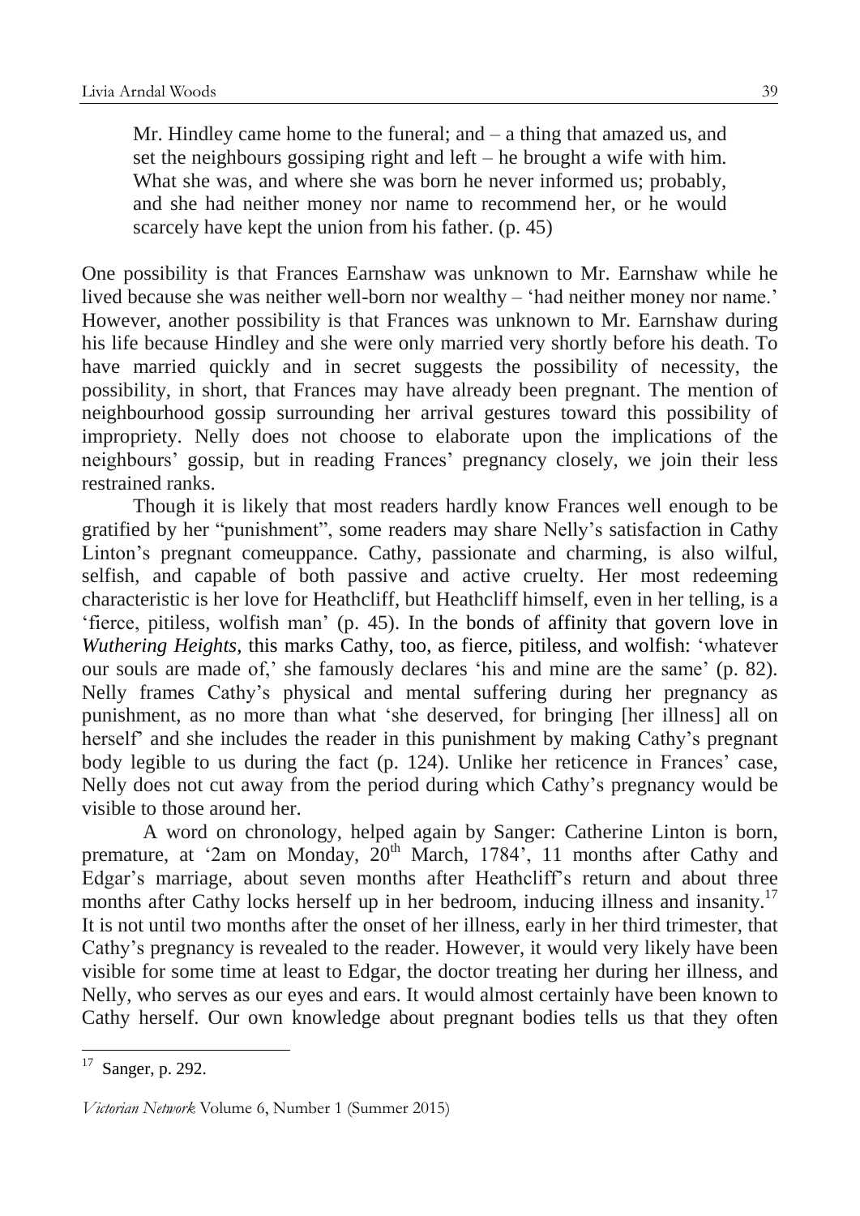> Mr. Hindley came home to the funeral; and – a thing that amazed us, and set the neighbours gossiping right and left – he brought a wife with him. What she was, and where she was born he never informed us; probably, and she had neither money nor name to recommend her, or he would scarcely have kept the union from his father. (p. 45)

One possibility is that Frances Earnshaw was unknown to Mr. Earnshaw while he lived because she was neither well-born nor wealthy – 'had neither money nor name.' However, another possibility is that Frances was unknown to Mr. Earnshaw during his life because Hindley and she were only married very shortly before his death. To have married quickly and in secret suggests the possibility of necessity, the possibility, in short, that Frances may have already been pregnant. The mention of neighbourhood gossip surrounding her arrival gestures toward this possibility of impropriety. Nelly does not choose to elaborate upon the implications of the neighbours' gossip, but in reading Frances' pregnancy closely, we join their less restrained ranks.

Though it is likely that most readers hardly know Frances well enough to be gratified by her "punishment", some readers may share Nelly's satisfaction in Cathy Linton's pregnant comeuppance. Cathy, passionate and charming, is also wilful, selfish, and capable of both passive and active cruelty. Her most redeeming characteristic is her love for Heathcliff, but Heathcliff himself, even in her telling, is a 'fierce, pitiless, wolfish man' (p. 45). In the bonds of affinity that govern love in *Wuthering Heights*, this marks Cathy, too, as fierce, pitiless, and wolfish: 'whatever our souls are made of,' she famously declares 'his and mine are the same' (p. 82). Nelly frames Cathy's physical and mental suffering during her pregnancy as punishment, as no more than what 'she deserved, for bringing [her illness] all on herself' and she includes the reader in this punishment by making Cathy's pregnant body legible to us during the fact (p. 124). Unlike her reticence in Frances' case, Nelly does not cut away from the period during which Cathy's pregnancy would be visible to those around her.

A word on chronology, helped again by Sanger: Catherine Linton is born, premature, at '2am on Monday, 20th March, 1784', 11 months after Cathy and Edgar's marriage, about seven months after Heathcliff's return and about three months after Cathy locks herself up in her bedroom, inducing illness and insanity.[17] It is not until two months after the onset of her illness, early in her third trimester, that Cathy's pregnancy is revealed to the reader. However, it would very likely have been visible for some time at least to Edgar, the doctor treating her during her illness, and Nelly, who serves as our eyes and ears. It would almost certainly have been known to Cathy herself. Our own knowledge about pregnant bodies tells us that they often

---

[17] Sanger, p. 292.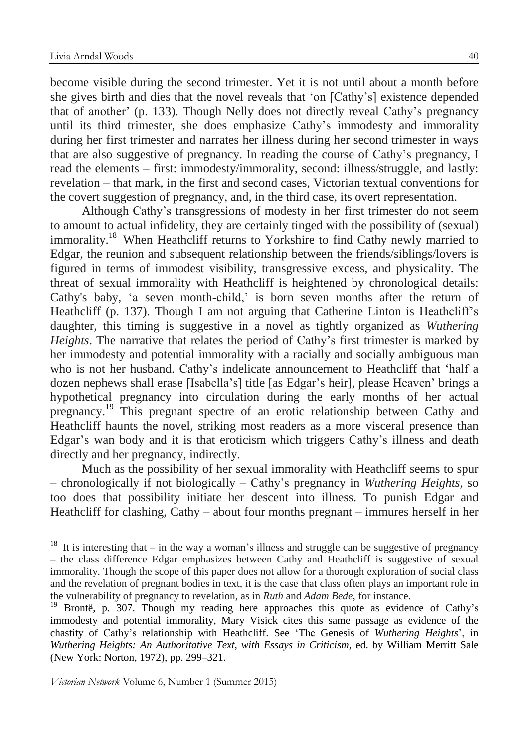become visible during the second trimester. Yet it is not until about a month before she gives birth and dies that the novel reveals that 'on [Cathy's] existence depended that of another' (p. 133). Though Nelly does not directly reveal Cathy's pregnancy until its third trimester, she does emphasize Cathy's immodesty and immorality during her first trimester and narrates her illness during her second trimester in ways that are also suggestive of pregnancy. In reading the course of Cathy's pregnancy, I read the elements – first: immodesty/immorality, second: illness/struggle, and lastly: revelation – that mark, in the first and second cases, Victorian textual conventions for the covert suggestion of pregnancy, and, in the third case, its overt representation.

Although Cathy's transgressions of modesty in her first trimester do not seem to amount to actual infidelity, they are certainly tinged with the possibility of (sexual) immorality.[18] When Heathcliff returns to Yorkshire to find Cathy newly married to Edgar, the reunion and subsequent relationship between the friends/siblings/lovers is figured in terms of immodest visibility, transgressive excess, and physicality. The threat of sexual immorality with Heathcliff is heightened by chronological details: Cathy's baby, 'a seven month-child,' is born seven months after the return of Heathcliff (p. 137). Though I am not arguing that Catherine Linton is Heathcliff's daughter, this timing is suggestive in a novel as tightly organized as *Wuthering Heights*. The narrative that relates the period of Cathy's first trimester is marked by her immodesty and potential immorality with a racially and socially ambiguous man who is not her husband. Cathy's indelicate announcement to Heathcliff that 'half a dozen nephews shall erase [Isabella's] title [as Edgar's heir], please Heaven' brings a hypothetical pregnancy into circulation during the early months of her actual pregnancy.[19] This pregnant spectre of an erotic relationship between Cathy and Heathcliff haunts the novel, striking most readers as a more visceral presence than Edgar's wan body and it is that eroticism which triggers Cathy's illness and death directly and her pregnancy, indirectly.

Much as the possibility of her sexual immorality with Heathcliff seems to spur – chronologically if not biologically – Cathy's pregnancy in *Wuthering Heights*, so too does that possibility initiate her descent into illness. To punish Edgar and Heathcliff for clashing, Cathy – about four months pregnant – immures herself in her

---

[18] It is interesting that – in the way a woman's illness and struggle can be suggestive of pregnancy – the class difference Edgar emphasizes between Cathy and Heathcliff is suggestive of sexual immorality. Though the scope of this paper does not allow for a thorough exploration of social class and the revelation of pregnant bodies in text, it is the case that class often plays an important role in the vulnerability of pregnancy to revelation, as in *Ruth* and *Adam Bede*, for instance.

[19] Brontë, p. 307. Though my reading here approaches this quote as evidence of Cathy's immodesty and potential immorality, Mary Visick cites this same passage as evidence of the chastity of Cathy's relationship with Heathcliff. See 'The Genesis of *Wuthering Heights*', in *Wuthering Heights: An Authoritative Text, with Essays in Criticism*, ed. by William Merritt Sale (New York: Norton, 1972), pp. 299–321.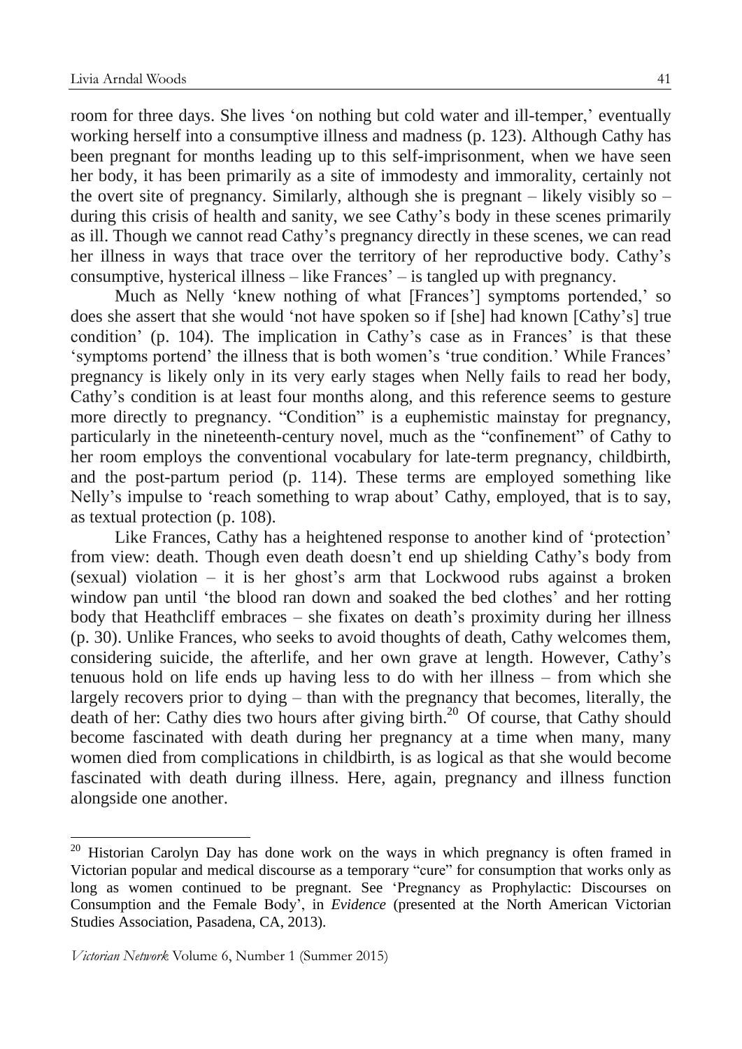room for three days. She lives 'on nothing but cold water and ill-temper,' eventually working herself into a consumptive illness and madness (p. 123). Although Cathy has been pregnant for months leading up to this self-imprisonment, when we have seen her body, it has been primarily as a site of immodesty and immorality, certainly not the overt site of pregnancy. Similarly, although she is pregnant – likely visibly so – during this crisis of health and sanity, we see Cathy's body in these scenes primarily as ill. Though we cannot read Cathy's pregnancy directly in these scenes, we can read her illness in ways that trace over the territory of her reproductive body. Cathy's consumptive, hysterical illness – like Frances' – is tangled up with pregnancy.

Much as Nelly 'knew nothing of what [Frances'] symptoms portended,' so does she assert that she would 'not have spoken so if [she] had known [Cathy's] true condition' (p. 104). The implication in Cathy's case as in Frances' is that these 'symptoms portend' the illness that is both women's 'true condition.' While Frances' pregnancy is likely only in its very early stages when Nelly fails to read her body, Cathy's condition is at least four months along, and this reference seems to gesture more directly to pregnancy. "Condition" is a euphemistic mainstay for pregnancy, particularly in the nineteenth-century novel, much as the "confinement" of Cathy to her room employs the conventional vocabulary for late-term pregnancy, childbirth, and the post-partum period (p. 114). These terms are employed something like Nelly's impulse to 'reach something to wrap about' Cathy, employed, that is to say, as textual protection (p. 108).

Like Frances, Cathy has a heightened response to another kind of 'protection' from view: death. Though even death doesn't end up shielding Cathy's body from (sexual) violation – it is her ghost's arm that Lockwood rubs against a broken window pan until 'the blood ran down and soaked the bed clothes' and her rotting body that Heathcliff embraces – she fixates on death's proximity during her illness (p. 30). Unlike Frances, who seeks to avoid thoughts of death, Cathy welcomes them, considering suicide, the afterlife, and her own grave at length. However, Cathy's tenuous hold on life ends up having less to do with her illness – from which she largely recovers prior to dying – than with the pregnancy that becomes, literally, the death of her: Cathy dies two hours after giving birth.[20] Of course, that Cathy should become fascinated with death during her pregnancy at a time when many, many women died from complications in childbirth, is as logical as that she would become fascinated with death during illness. Here, again, pregnancy and illness function alongside one another.

---

[20] Historian Carolyn Day has done work on the ways in which pregnancy is often framed in Victorian popular and medical discourse as a temporary "cure" for consumption that works only as long as women continued to be pregnant. See 'Pregnancy as Prophylactic: Discourses on Consumption and the Female Body', in *Evidence* (presented at the North American Victorian Studies Association, Pasadena, CA, 2013).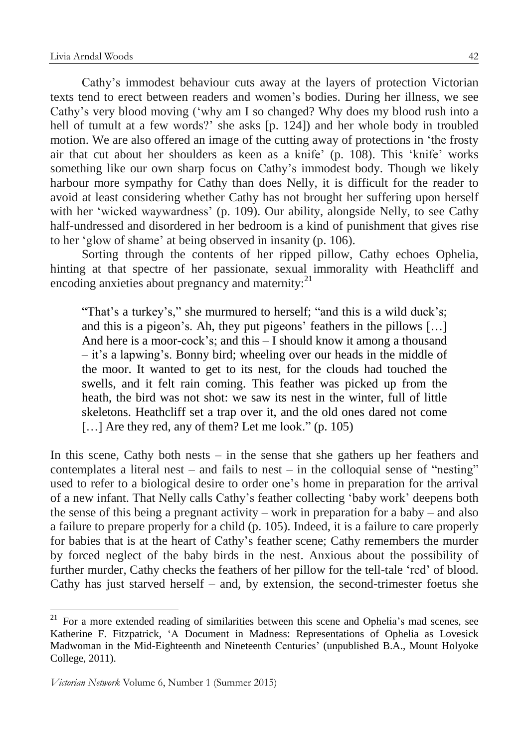Cathy's immodest behaviour cuts away at the layers of protection Victorian texts tend to erect between readers and women's bodies. During her illness, we see Cathy's very blood moving ('why am I so changed? Why does my blood rush into a hell of tumult at a few words?' she asks [p. 124]) and her whole body in troubled motion. We are also offered an image of the cutting away of protections in 'the frosty air that cut about her shoulders as keen as a knife' (p. 108). This 'knife' works something like our own sharp focus on Cathy's immodest body. Though we likely harbour more sympathy for Cathy than does Nelly, it is difficult for the reader to avoid at least considering whether Cathy has not brought her suffering upon herself with her 'wicked waywardness' (p. 109). Our ability, alongside Nelly, to see Cathy half-undressed and disordered in her bedroom is a kind of punishment that gives rise to her 'glow of shame' at being observed in insanity (p. 106).

Sorting through the contents of her ripped pillow, Cathy echoes Ophelia, hinting at that spectre of her passionate, sexual immorality with Heathcliff and encoding anxieties about pregnancy and maternity:[21]

> "That's a turkey's," she murmured to herself; "and this is a wild duck's; and this is a pigeon's. Ah, they put pigeons' feathers in the pillows […] And here is a moor-cock's; and this – I should know it among a thousand – it's a lapwing's. Bonny bird; wheeling over our heads in the middle of the moor. It wanted to get to its nest, for the clouds had touched the swells, and it felt rain coming. This feather was picked up from the heath, the bird was not shot: we saw its nest in the winter, full of little skeletons. Heathcliff set a trap over it, and the old ones dared not come […] Are they red, any of them? Let me look." (p. 105)

In this scene, Cathy both nests – in the sense that she gathers up her feathers and contemplates a literal nest – and fails to nest – in the colloquial sense of "nesting" used to refer to a biological desire to order one's home in preparation for the arrival of a new infant. That Nelly calls Cathy's feather collecting 'baby work' deepens both the sense of this being a pregnant activity – work in preparation for a baby – and also a failure to prepare properly for a child (p. 105). Indeed, it is a failure to care properly for babies that is at the heart of Cathy's feather scene; Cathy remembers the murder by forced neglect of the baby birds in the nest. Anxious about the possibility of further murder, Cathy checks the feathers of her pillow for the tell-tale 'red' of blood. Cathy has just starved herself – and, by extension, the second-trimester foetus she

---

[21] For a more extended reading of similarities between this scene and Ophelia's mad scenes, see Katherine F. Fitzpatrick, 'A Document in Madness: Representations of Ophelia as Lovesick Madwoman in the Mid-Eighteenth and Nineteenth Centuries' (unpublished B.A., Mount Holyoke College, 2011).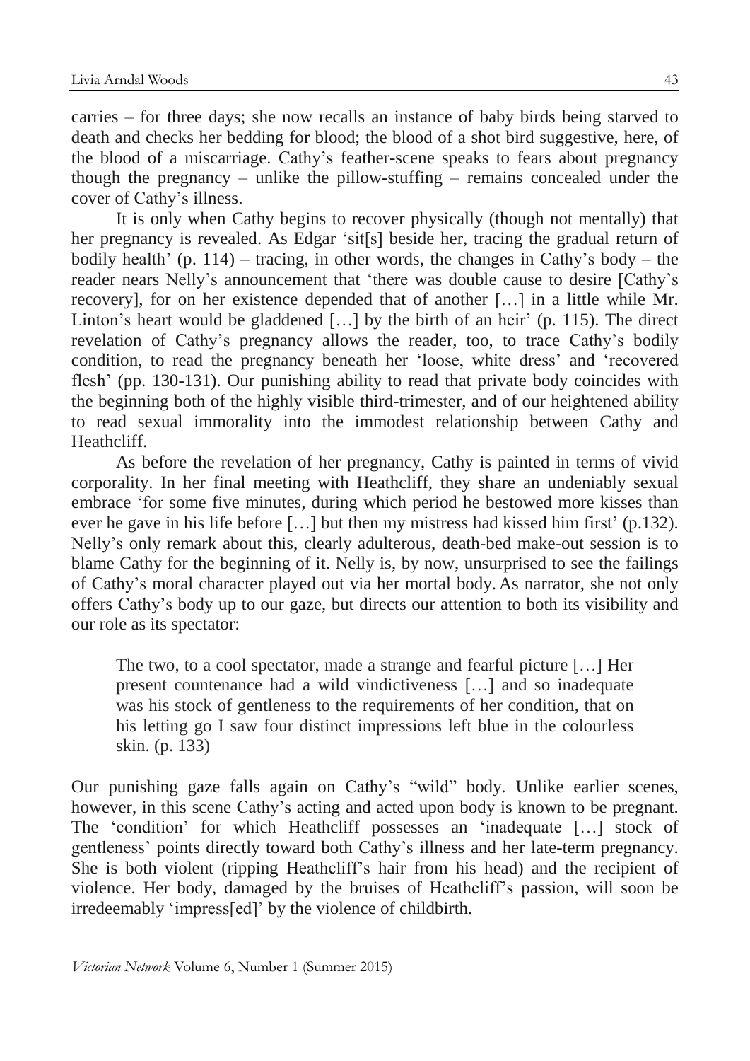carries – for three days; she now recalls an instance of baby birds being starved to death and checks her bedding for blood; the blood of a shot bird suggestive, here, of the blood of a miscarriage. Cathy's feather-scene speaks to fears about pregnancy though the pregnancy – unlike the pillow-stuffing – remains concealed under the cover of Cathy's illness.

It is only when Cathy begins to recover physically (though not mentally) that her pregnancy is revealed. As Edgar 'sit[s] beside her, tracing the gradual return of bodily health' (p. 114) – tracing, in other words, the changes in Cathy's body – the reader nears Nelly's announcement that 'there was double cause to desire [Cathy's recovery], for on her existence depended that of another […] in a little while Mr. Linton's heart would be gladdened […] by the birth of an heir' (p. 115). The direct revelation of Cathy's pregnancy allows the reader, too, to trace Cathy's bodily condition, to read the pregnancy beneath her 'loose, white dress' and 'recovered flesh' (pp. 130-131). Our punishing ability to read that private body coincides with the beginning both of the highly visible third-trimester, and of our heightened ability to read sexual immorality into the immodest relationship between Cathy and Heathcliff.

As before the revelation of her pregnancy, Cathy is painted in terms of vivid corporality. In her final meeting with Heathcliff, they share an undeniably sexual embrace 'for some five minutes, during which period he bestowed more kisses than ever he gave in his life before […] but then my mistress had kissed him first' (p.132). Nelly's only remark about this, clearly adulterous, death-bed make-out session is to blame Cathy for the beginning of it. Nelly is, by now, unsurprised to see the failings of Cathy's moral character played out via her mortal body. As narrator, she not only offers Cathy's body up to our gaze, but directs our attention to both its visibility and our role as its spectator:

> The two, to a cool spectator, made a strange and fearful picture […] Her present countenance had a wild vindictiveness […] and so inadequate was his stock of gentleness to the requirements of her condition, that on his letting go I saw four distinct impressions left blue in the colourless skin. (p. 133)

Our punishing gaze falls again on Cathy's "wild" body. Unlike earlier scenes, however, in this scene Cathy's acting and acted upon body is known to be pregnant. The 'condition' for which Heathcliff possesses an 'inadequate […] stock of gentleness' points directly toward both Cathy's illness and her late-term pregnancy. She is both violent (ripping Heathcliff's hair from his head) and the recipient of violence. Her body, damaged by the bruises of Heathcliff's passion, will soon be irredeemably 'impress[ed]' by the violence of childbirth.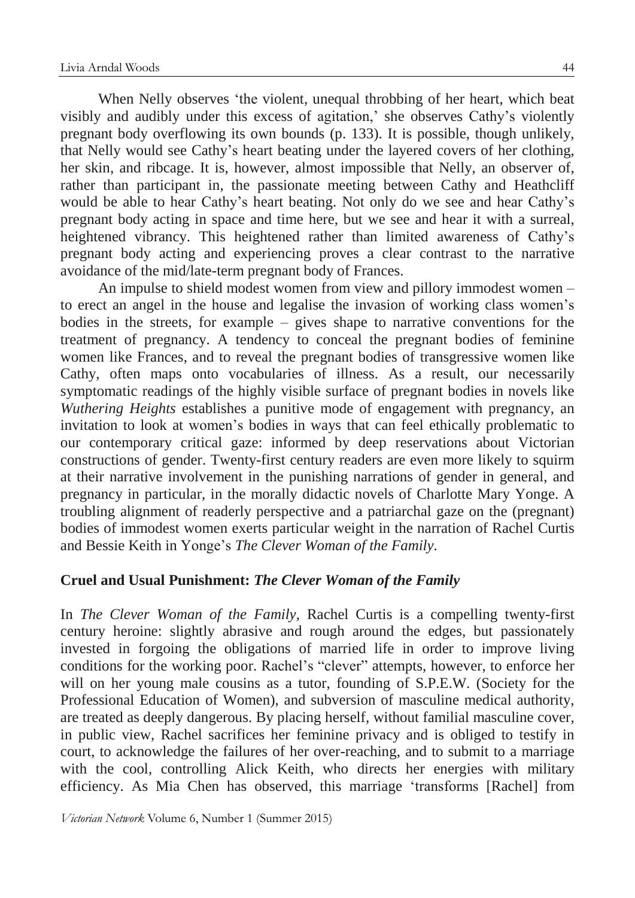When Nelly observes 'the violent, unequal throbbing of her heart, which beat visibly and audibly under this excess of agitation,' she observes Cathy's violently pregnant body overflowing its own bounds (p. 133). It is possible, though unlikely, that Nelly would see Cathy's heart beating under the layered covers of her clothing, her skin, and ribcage. It is, however, almost impossible that Nelly, an observer of, rather than participant in, the passionate meeting between Cathy and Heathcliff would be able to hear Cathy's heart beating. Not only do we see and hear Cathy's pregnant body acting in space and time here, but we see and hear it with a surreal, heightened vibrancy. This heightened rather than limited awareness of Cathy's pregnant body acting and experiencing proves a clear contrast to the narrative avoidance of the mid/late-term pregnant body of Frances.

An impulse to shield modest women from view and pillory immodest women – to erect an angel in the house and legalise the invasion of working class women's bodies in the streets, for example – gives shape to narrative conventions for the treatment of pregnancy. A tendency to conceal the pregnant bodies of feminine women like Frances, and to reveal the pregnant bodies of transgressive women like Cathy, often maps onto vocabularies of illness. As a result, our necessarily symptomatic readings of the highly visible surface of pregnant bodies in novels like *Wuthering Heights* establishes a punitive mode of engagement with pregnancy, an invitation to look at women's bodies in ways that can feel ethically problematic to our contemporary critical gaze: informed by deep reservations about Victorian constructions of gender. Twenty-first century readers are even more likely to squirm at their narrative involvement in the punishing narrations of gender in general, and pregnancy in particular, in the morally didactic novels of Charlotte Mary Yonge. A troubling alignment of readerly perspective and a patriarchal gaze on the (pregnant) bodies of immodest women exerts particular weight in the narration of Rachel Curtis and Bessie Keith in Yonge's *The Clever Woman of the Family*.

## Cruel and Usual Punishment: *The Clever Woman of the Family*

In *The Clever Woman of the Family,* Rachel Curtis is a compelling twenty-first century heroine: slightly abrasive and rough around the edges, but passionately invested in forgoing the obligations of married life in order to improve living conditions for the working poor. Rachel's "clever" attempts, however, to enforce her will on her young male cousins as a tutor, founding of S.P.E.W. (Society for the Professional Education of Women), and subversion of masculine medical authority, are treated as deeply dangerous. By placing herself, without familial masculine cover, in public view, Rachel sacrifices her feminine privacy and is obliged to testify in court, to acknowledge the failures of her over-reaching, and to submit to a marriage with the cool, controlling Alick Keith, who directs her energies with military efficiency. As Mia Chen has observed, this marriage 'transforms [Rachel] from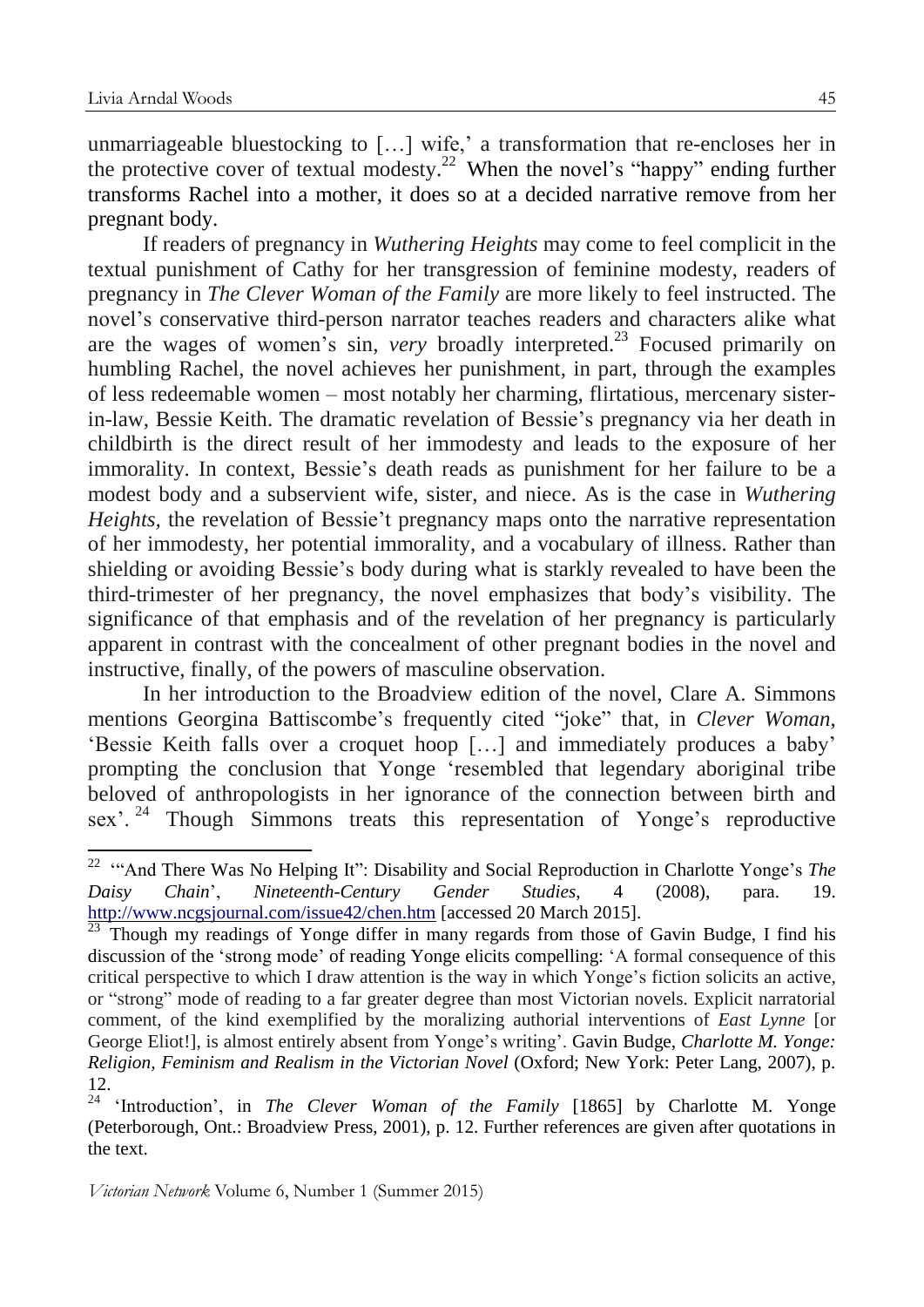unmarriageable bluestocking to […] wife,' a transformation that re-encloses her in the protective cover of textual modesty.[22] When the novel's "happy" ending further transforms Rachel into a mother, it does so at a decided narrative remove from her pregnant body.

If readers of pregnancy in *Wuthering Heights* may come to feel complicit in the textual punishment of Cathy for her transgression of feminine modesty, readers of pregnancy in *The Clever Woman of the Family* are more likely to feel instructed. The novel's conservative third-person narrator teaches readers and characters alike what are the wages of women's sin, *very* broadly interpreted.[23] Focused primarily on humbling Rachel, the novel achieves her punishment, in part, through the examples of less redeemable women – most notably her charming, flirtatious, mercenary sister-in-law, Bessie Keith. The dramatic revelation of Bessie's pregnancy via her death in childbirth is the direct result of her immodesty and leads to the exposure of her immorality. In context, Bessie's death reads as punishment for her failure to be a modest body and a subservient wife, sister, and niece. As is the case in *Wuthering Heights*, the revelation of Bessie't pregnancy maps onto the narrative representation of her immodesty, her potential immorality, and a vocabulary of illness. Rather than shielding or avoiding Bessie's body during what is starkly revealed to have been the third-trimester of her pregnancy, the novel emphasizes that body's visibility. The significance of that emphasis and of the revelation of her pregnancy is particularly apparent in contrast with the concealment of other pregnant bodies in the novel and instructive, finally, of the powers of masculine observation.

In her introduction to the Broadview edition of the novel, Clare A. Simmons mentions Georgina Battiscombe's frequently cited "joke" that, in *Clever Woman*, 'Bessie Keith falls over a croquet hoop […] and immediately produces a baby' prompting the conclusion that Yonge 'resembled that legendary aboriginal tribe beloved of anthropologists in her ignorance of the connection between birth and sex'.[24] Though Simmons treats this representation of Yonge's reproductive

---

[22] '"And There Was No Helping It": Disability and Social Reproduction in Charlotte Yonge's *The Daisy Chain*', *Nineteenth-Century Gender Studies*, 4 (2008), para. 19. http://www.ncgsjournal.com/issue42/chen.htm [accessed 20 March 2015].

[23] Though my readings of Yonge differ in many regards from those of Gavin Budge, I find his discussion of the 'strong mode' of reading Yonge elicits compelling: 'A formal consequence of this critical perspective to which I draw attention is the way in which Yonge's fiction solicits an active, or "strong" mode of reading to a far greater degree than most Victorian novels. Explicit narratorial comment, of the kind exemplified by the moralizing authorial interventions of *East Lynne* [or George Eliot!], is almost entirely absent from Yonge's writing'. Gavin Budge, *Charlotte M. Yonge: Religion, Feminism and Realism in the Victorian Novel* (Oxford; New York: Peter Lang, 2007), p. 12.

[24] 'Introduction', in *The Clever Woman of the Family* [1865] by Charlotte M. Yonge (Peterborough, Ont.: Broadview Press, 2001), p. 12. Further references are given after quotations in the text.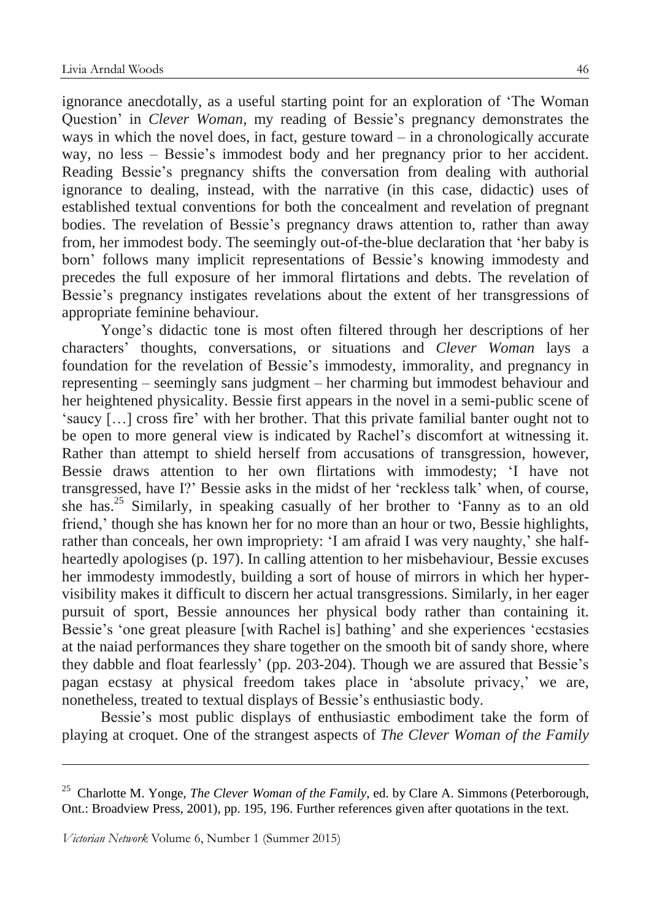ignorance anecdotally, as a useful starting point for an exploration of 'The Woman Question' in *Clever Woman*, my reading of Bessie's pregnancy demonstrates the ways in which the novel does, in fact, gesture toward – in a chronologically accurate way, no less – Bessie's immodest body and her pregnancy prior to her accident. Reading Bessie's pregnancy shifts the conversation from dealing with authorial ignorance to dealing, instead, with the narrative (in this case, didactic) uses of established textual conventions for both the concealment and revelation of pregnant bodies. The revelation of Bessie's pregnancy draws attention to, rather than away from, her immodest body. The seemingly out-of-the-blue declaration that 'her baby is born' follows many implicit representations of Bessie's knowing immodesty and precedes the full exposure of her immoral flirtations and debts. The revelation of Bessie's pregnancy instigates revelations about the extent of her transgressions of appropriate feminine behaviour.

Yonge's didactic tone is most often filtered through her descriptions of her characters' thoughts, conversations, or situations and *Clever Woman* lays a foundation for the revelation of Bessie's immodesty, immorality, and pregnancy in representing – seemingly sans judgment – her charming but immodest behaviour and her heightened physicality. Bessie first appears in the novel in a semi-public scene of 'saucy […] cross fire' with her brother. That this private familial banter ought not to be open to more general view is indicated by Rachel's discomfort at witnessing it. Rather than attempt to shield herself from accusations of transgression, however, Bessie draws attention to her own flirtations with immodesty; 'I have not transgressed, have I?' Bessie asks in the midst of her 'reckless talk' when, of course, she has.[25] Similarly, in speaking casually of her brother to 'Fanny as to an old friend,' though she has known her for no more than an hour or two, Bessie highlights, rather than conceals, her own impropriety: 'I am afraid I was very naughty,' she half-heartedly apologises (p. 197). In calling attention to her misbehaviour, Bessie excuses her immodesty immodestly, building a sort of house of mirrors in which her hyper-visibility makes it difficult to discern her actual transgressions. Similarly, in her eager pursuit of sport, Bessie announces her physical body rather than containing it. Bessie's 'one great pleasure [with Rachel is] bathing' and she experiences 'ecstasies at the naiad performances they share together on the smooth bit of sandy shore, where they dabble and float fearlessly' (pp. 203-204). Though we are assured that Bessie's pagan ecstasy at physical freedom takes place in 'absolute privacy,' we are, nonetheless, treated to textual displays of Bessie's enthusiastic body.

Bessie's most public displays of enthusiastic embodiment take the form of playing at croquet. One of the strangest aspects of *The Clever Woman of the Family*

---

[25] Charlotte M. Yonge, *The Clever Woman of the Family*, ed. by Clare A. Simmons (Peterborough, Ont.: Broadview Press, 2001), pp. 195, 196. Further references given after quotations in the text.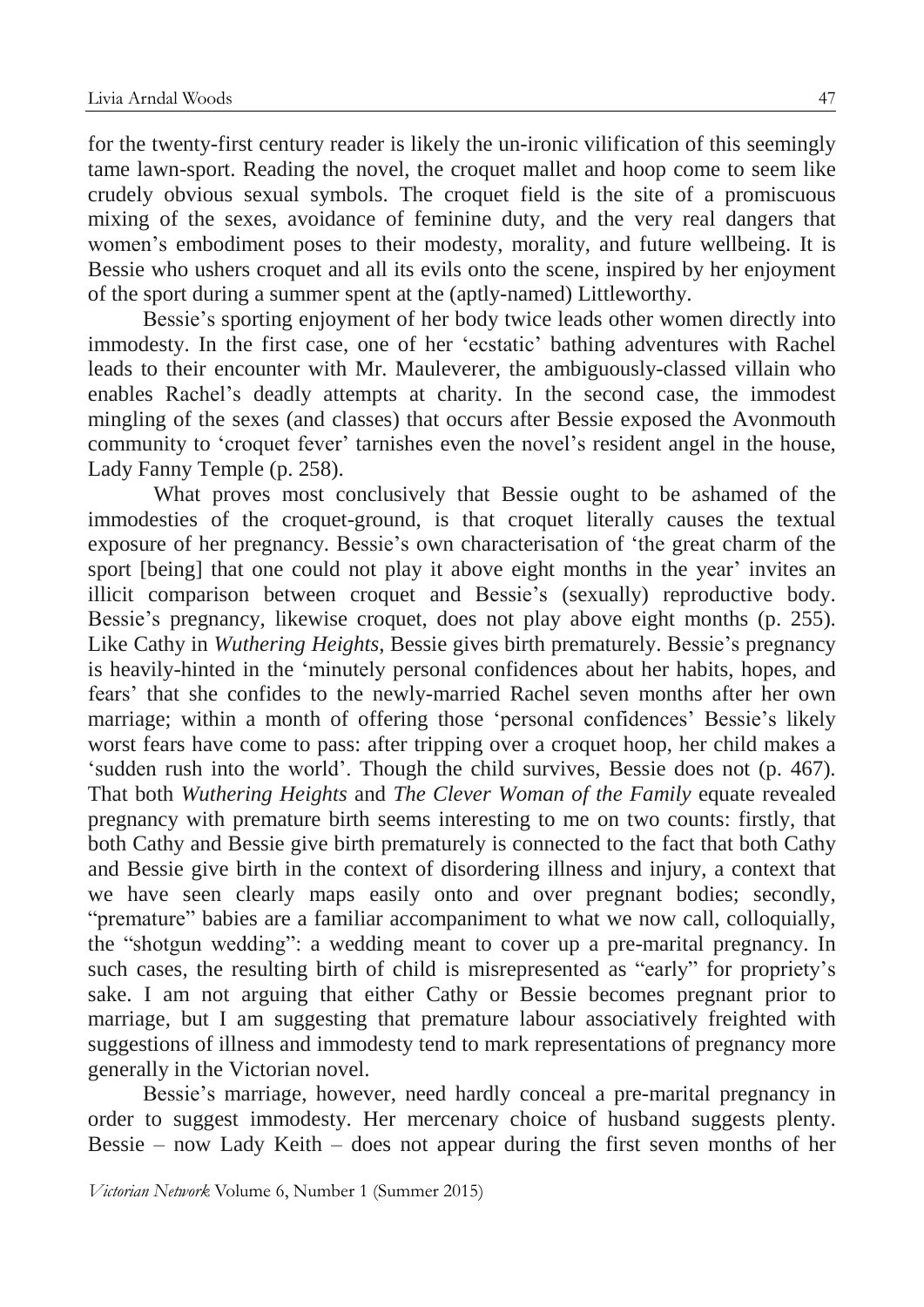for the twenty-first century reader is likely the un-ironic vilification of this seemingly tame lawn-sport. Reading the novel, the croquet mallet and hoop come to seem like crudely obvious sexual symbols. The croquet field is the site of a promiscuous mixing of the sexes, avoidance of feminine duty, and the very real dangers that women's embodiment poses to their modesty, morality, and future wellbeing. It is Bessie who ushers croquet and all its evils onto the scene, inspired by her enjoyment of the sport during a summer spent at the (aptly-named) Littleworthy.

Bessie's sporting enjoyment of her body twice leads other women directly into immodesty. In the first case, one of her 'ecstatic' bathing adventures with Rachel leads to their encounter with Mr. Mauleverer, the ambiguously-classed villain who enables Rachel's deadly attempts at charity. In the second case, the immodest mingling of the sexes (and classes) that occurs after Bessie exposed the Avonmouth community to 'croquet fever' tarnishes even the novel's resident angel in the house, Lady Fanny Temple (p. 258).

What proves most conclusively that Bessie ought to be ashamed of the immodesties of the croquet-ground, is that croquet literally causes the textual exposure of her pregnancy. Bessie's own characterisation of 'the great charm of the sport [being] that one could not play it above eight months in the year' invites an illicit comparison between croquet and Bessie's (sexually) reproductive body. Bessie's pregnancy, likewise croquet, does not play above eight months (p. 255). Like Cathy in *Wuthering Heights*, Bessie gives birth prematurely. Bessie's pregnancy is heavily-hinted in the 'minutely personal confidences about her habits, hopes, and fears' that she confides to the newly-married Rachel seven months after her own marriage; within a month of offering those 'personal confidences' Bessie's likely worst fears have come to pass: after tripping over a croquet hoop, her child makes a 'sudden rush into the world'. Though the child survives, Bessie does not (p. 467). That both *Wuthering Heights* and *The Clever Woman of the Family* equate revealed pregnancy with premature birth seems interesting to me on two counts: firstly, that both Cathy and Bessie give birth prematurely is connected to the fact that both Cathy and Bessie give birth in the context of disordering illness and injury, a context that we have seen clearly maps easily onto and over pregnant bodies; secondly, "premature" babies are a familiar accompaniment to what we now call, colloquially, the "shotgun wedding": a wedding meant to cover up a pre-marital pregnancy. In such cases, the resulting birth of child is misrepresented as "early" for propriety's sake. I am not arguing that either Cathy or Bessie becomes pregnant prior to marriage, but I am suggesting that premature labour associatively freighted with suggestions of illness and immodesty tend to mark representations of pregnancy more generally in the Victorian novel.

Bessie's marriage, however, need hardly conceal a pre-marital pregnancy in order to suggest immodesty. Her mercenary choice of husband suggests plenty. Bessie – now Lady Keith – does not appear during the first seven months of her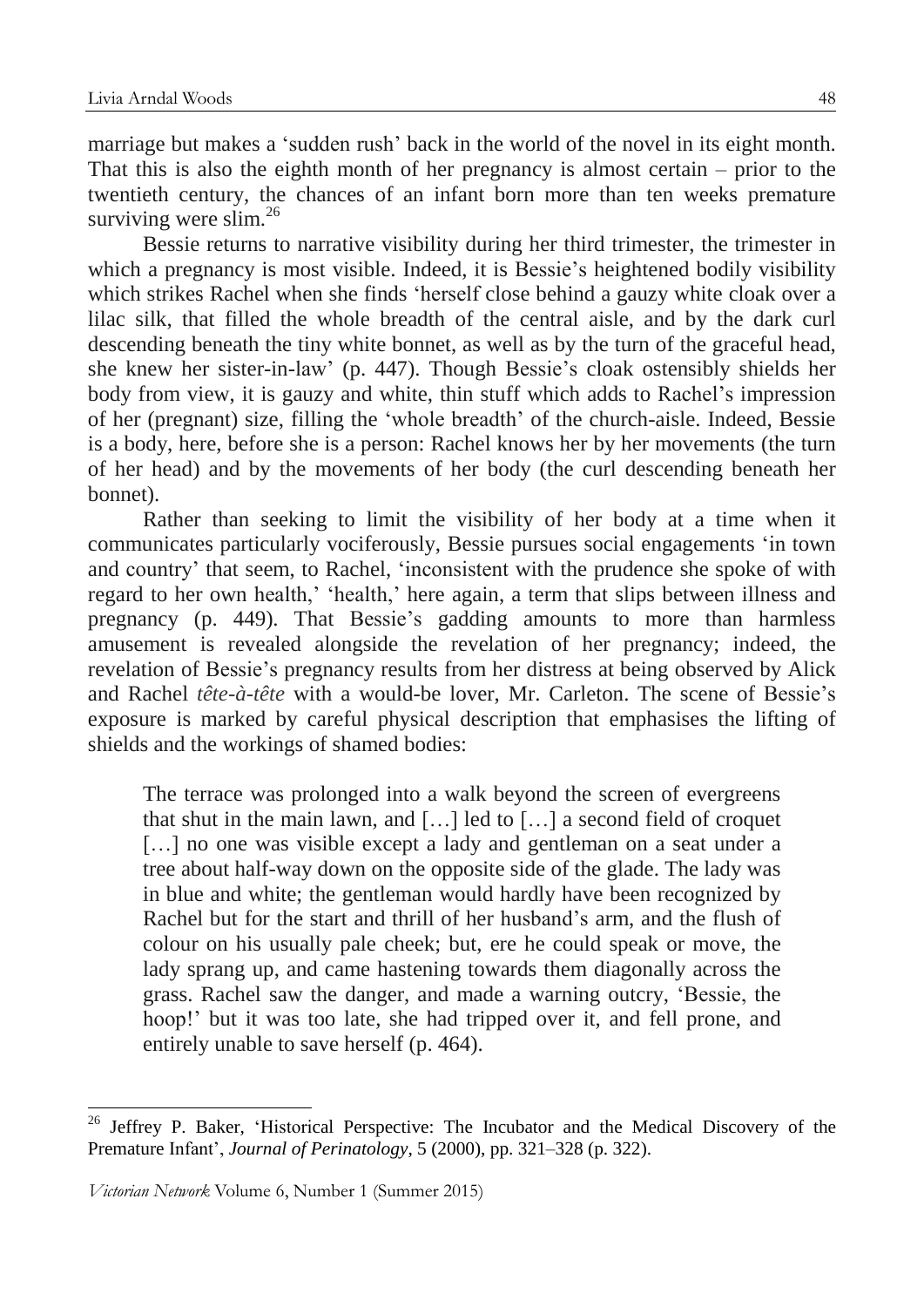marriage but makes a 'sudden rush' back in the world of the novel in its eight month. That this is also the eighth month of her pregnancy is almost certain – prior to the twentieth century, the chances of an infant born more than ten weeks premature surviving were slim.[26]

Bessie returns to narrative visibility during her third trimester, the trimester in which a pregnancy is most visible. Indeed, it is Bessie's heightened bodily visibility which strikes Rachel when she finds 'herself close behind a gauzy white cloak over a lilac silk, that filled the whole breadth of the central aisle, and by the dark curl descending beneath the tiny white bonnet, as well as by the turn of the graceful head, she knew her sister-in-law' (p. 447). Though Bessie's cloak ostensibly shields her body from view, it is gauzy and white, thin stuff which adds to Rachel's impression of her (pregnant) size, filling the 'whole breadth' of the church-aisle. Indeed, Bessie is a body, here, before she is a person: Rachel knows her by her movements (the turn of her head) and by the movements of her body (the curl descending beneath her bonnet).

Rather than seeking to limit the visibility of her body at a time when it communicates particularly vociferously, Bessie pursues social engagements 'in town and country' that seem, to Rachel, 'inconsistent with the prudence she spoke of with regard to her own health,' 'health,' here again, a term that slips between illness and pregnancy (p. 449). That Bessie's gadding amounts to more than harmless amusement is revealed alongside the revelation of her pregnancy; indeed, the revelation of Bessie's pregnancy results from her distress at being observed by Alick and Rachel *tête-à-tête* with a would-be lover, Mr. Carleton. The scene of Bessie's exposure is marked by careful physical description that emphasises the lifting of shields and the workings of shamed bodies:

> The terrace was prolonged into a walk beyond the screen of evergreens that shut in the main lawn, and […] led to […] a second field of croquet […] no one was visible except a lady and gentleman on a seat under a tree about half-way down on the opposite side of the glade. The lady was in blue and white; the gentleman would hardly have been recognized by Rachel but for the start and thrill of her husband's arm, and the flush of colour on his usually pale cheek; but, ere he could speak or move, the lady sprang up, and came hastening towards them diagonally across the grass. Rachel saw the danger, and made a warning outcry, 'Bessie, the hoop!' but it was too late, she had tripped over it, and fell prone, and entirely unable to save herself (p. 464).

---

[26] Jeffrey P. Baker, 'Historical Perspective: The Incubator and the Medical Discovery of the Premature Infant', *Journal of Perinatology*, 5 (2000), pp. 321–328 (p. 322).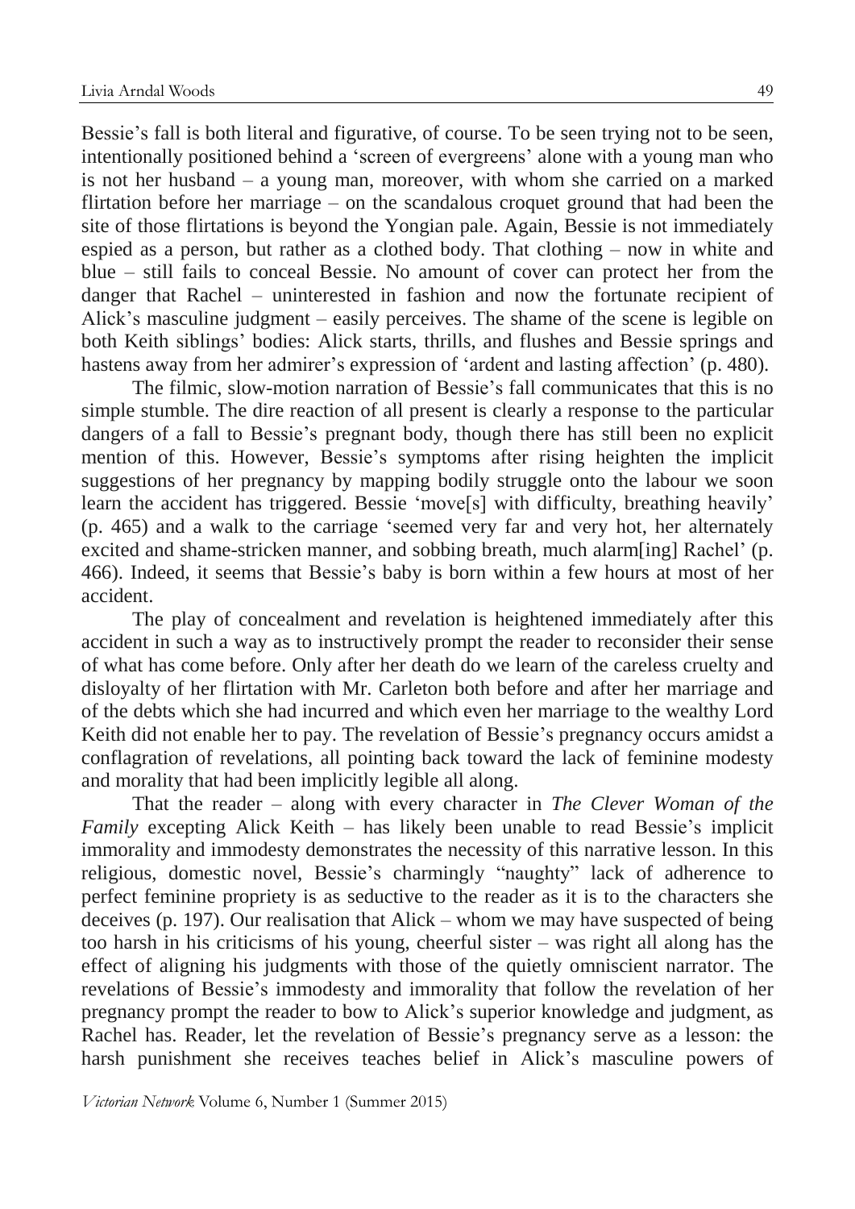Bessie's fall is both literal and figurative, of course. To be seen trying not to be seen, intentionally positioned behind a 'screen of evergreens' alone with a young man who is not her husband – a young man, moreover, with whom she carried on a marked flirtation before her marriage – on the scandalous croquet ground that had been the site of those flirtations is beyond the Yongian pale. Again, Bessie is not immediately espied as a person, but rather as a clothed body. That clothing – now in white and blue – still fails to conceal Bessie. No amount of cover can protect her from the danger that Rachel – uninterested in fashion and now the fortunate recipient of Alick's masculine judgment – easily perceives. The shame of the scene is legible on both Keith siblings' bodies: Alick starts, thrills, and flushes and Bessie springs and hastens away from her admirer's expression of 'ardent and lasting affection' (p. 480).

The filmic, slow-motion narration of Bessie's fall communicates that this is no simple stumble. The dire reaction of all present is clearly a response to the particular dangers of a fall to Bessie's pregnant body, though there has still been no explicit mention of this. However, Bessie's symptoms after rising heighten the implicit suggestions of her pregnancy by mapping bodily struggle onto the labour we soon learn the accident has triggered. Bessie 'move[s] with difficulty, breathing heavily' (p. 465) and a walk to the carriage 'seemed very far and very hot, her alternately excited and shame-stricken manner, and sobbing breath, much alarm[ing] Rachel' (p. 466). Indeed, it seems that Bessie's baby is born within a few hours at most of her accident.

The play of concealment and revelation is heightened immediately after this accident in such a way as to instructively prompt the reader to reconsider their sense of what has come before. Only after her death do we learn of the careless cruelty and disloyalty of her flirtation with Mr. Carleton both before and after her marriage and of the debts which she had incurred and which even her marriage to the wealthy Lord Keith did not enable her to pay. The revelation of Bessie's pregnancy occurs amidst a conflagration of revelations, all pointing back toward the lack of feminine modesty and morality that had been implicitly legible all along.

That the reader – along with every character in *The Clever Woman of the Family* excepting Alick Keith – has likely been unable to read Bessie's implicit immorality and immodesty demonstrates the necessity of this narrative lesson. In this religious, domestic novel, Bessie's charmingly "naughty" lack of adherence to perfect feminine propriety is as seductive to the reader as it is to the characters she deceives (p. 197). Our realisation that Alick – whom we may have suspected of being too harsh in his criticisms of his young, cheerful sister – was right all along has the effect of aligning his judgments with those of the quietly omniscient narrator. The revelations of Bessie's immodesty and immorality that follow the revelation of her pregnancy prompt the reader to bow to Alick's superior knowledge and judgment, as Rachel has. Reader, let the revelation of Bessie's pregnancy serve as a lesson: the harsh punishment she receives teaches belief in Alick's masculine powers of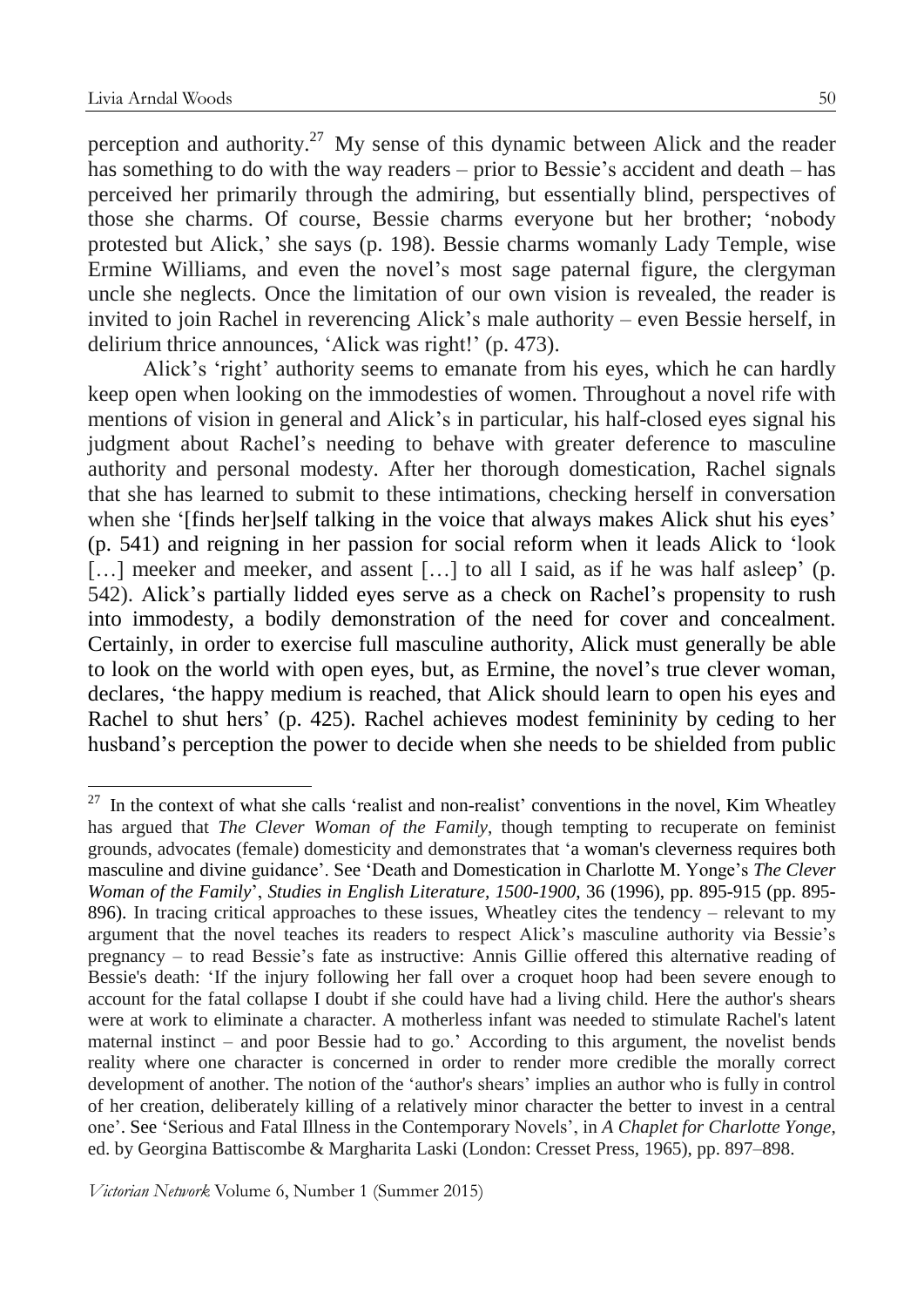perception and authority.[27] My sense of this dynamic between Alick and the reader has something to do with the way readers – prior to Bessie's accident and death – has perceived her primarily through the admiring, but essentially blind, perspectives of those she charms. Of course, Bessie charms everyone but her brother; 'nobody protested but Alick,' she says (p. 198). Bessie charms womanly Lady Temple, wise Ermine Williams, and even the novel's most sage paternal figure, the clergyman uncle she neglects. Once the limitation of our own vision is revealed, the reader is invited to join Rachel in reverencing Alick's male authority – even Bessie herself, in delirium thrice announces, 'Alick was right!' (p. 473).

Alick's 'right' authority seems to emanate from his eyes, which he can hardly keep open when looking on the immodesties of women. Throughout a novel rife with mentions of vision in general and Alick's in particular, his half-closed eyes signal his judgment about Rachel's needing to behave with greater deference to masculine authority and personal modesty. After her thorough domestication, Rachel signals that she has learned to submit to these intimations, checking herself in conversation when she '[finds her]self talking in the voice that always makes Alick shut his eyes' (p. 541) and reigning in her passion for social reform when it leads Alick to 'look […] meeker and meeker, and assent […] to all I said, as if he was half asleep' (p. 542). Alick's partially lidded eyes serve as a check on Rachel's propensity to rush into immodesty, a bodily demonstration of the need for cover and concealment. Certainly, in order to exercise full masculine authority, Alick must generally be able to look on the world with open eyes, but, as Ermine, the novel's true clever woman, declares, 'the happy medium is reached, that Alick should learn to open his eyes and Rachel to shut hers' (p. 425). Rachel achieves modest femininity by ceding to her husband's perception the power to decide when she needs to be shielded from public

---

[27] In the context of what she calls 'realist and non-realist' conventions in the novel, Kim Wheatley has argued that *The Clever Woman of the Family*, though tempting to recuperate on feminist grounds, advocates (female) domesticity and demonstrates that 'a woman's cleverness requires both masculine and divine guidance'. See 'Death and Domestication in Charlotte M. Yonge's *The Clever Woman of the Family*', *Studies in English Literature, 1500-1900*, 36 (1996), pp. 895-915 (pp. 895-896). In tracing critical approaches to these issues, Wheatley cites the tendency – relevant to my argument that the novel teaches its readers to respect Alick's masculine authority via Bessie's pregnancy – to read Bessie's fate as instructive: Annis Gillie offered this alternative reading of Bessie's death: 'If the injury following her fall over a croquet hoop had been severe enough to account for the fatal collapse I doubt if she could have had a living child. Here the author's shears were at work to eliminate a character. A motherless infant was needed to stimulate Rachel's latent maternal instinct – and poor Bessie had to go.' According to this argument, the novelist bends reality where one character is concerned in order to render more credible the morally correct development of another. The notion of the 'author's shears' implies an author who is fully in control of her creation, deliberately killing of a relatively minor character the better to invest in a central one'. See 'Serious and Fatal Illness in the Contemporary Novels', in *A Chaplet for Charlotte Yonge*, ed. by Georgina Battiscombe & Margharita Laski (London: Cresset Press, 1965), pp. 897–898.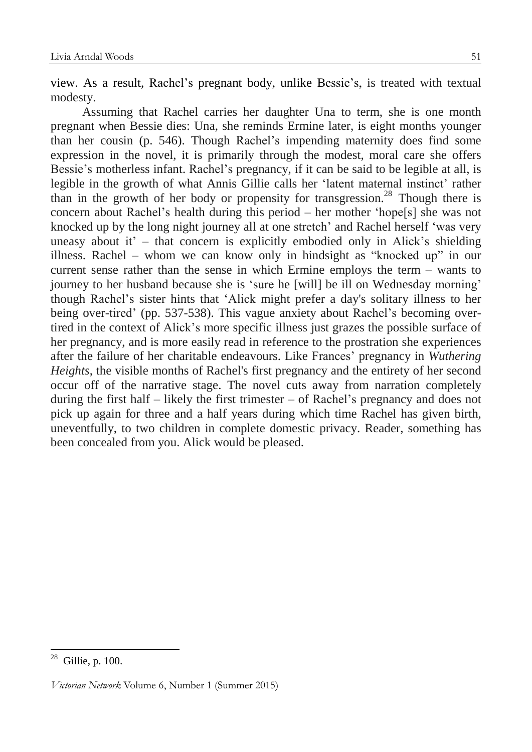view. As a result, Rachel's pregnant body, unlike Bessie's, is treated with textual modesty.

Assuming that Rachel carries her daughter Una to term, she is one month pregnant when Bessie dies: Una, she reminds Ermine later, is eight months younger than her cousin (p. 546). Though Rachel's impending maternity does find some expression in the novel, it is primarily through the modest, moral care she offers Bessie's motherless infant. Rachel's pregnancy, if it can be said to be legible at all, is legible in the growth of what Annis Gillie calls her 'latent maternal instinct' rather than in the growth of her body or propensity for transgression.[28] Though there is concern about Rachel's health during this period – her mother 'hope[s] she was not knocked up by the long night journey all at one stretch' and Rachel herself 'was very uneasy about it' – that concern is explicitly embodied only in Alick's shielding illness. Rachel – whom we can know only in hindsight as "knocked up" in our current sense rather than the sense in which Ermine employs the term – wants to journey to her husband because she is 'sure he [will] be ill on Wednesday morning' though Rachel's sister hints that 'Alick might prefer a day's solitary illness to her being over-tired' (pp. 537-538). This vague anxiety about Rachel's becoming over-tired in the context of Alick's more specific illness just grazes the possible surface of her pregnancy, and is more easily read in reference to the prostration she experiences after the failure of her charitable endeavours. Like Frances' pregnancy in *Wuthering Heights*, the visible months of Rachel's first pregnancy and the entirety of her second occur off of the narrative stage. The novel cuts away from narration completely during the first half – likely the first trimester – of Rachel's pregnancy and does not pick up again for three and a half years during which time Rachel has given birth, uneventfully, to two children in complete domestic privacy. Reader, something has been concealed from you. Alick would be pleased.

---

[28] Gillie, p. 100.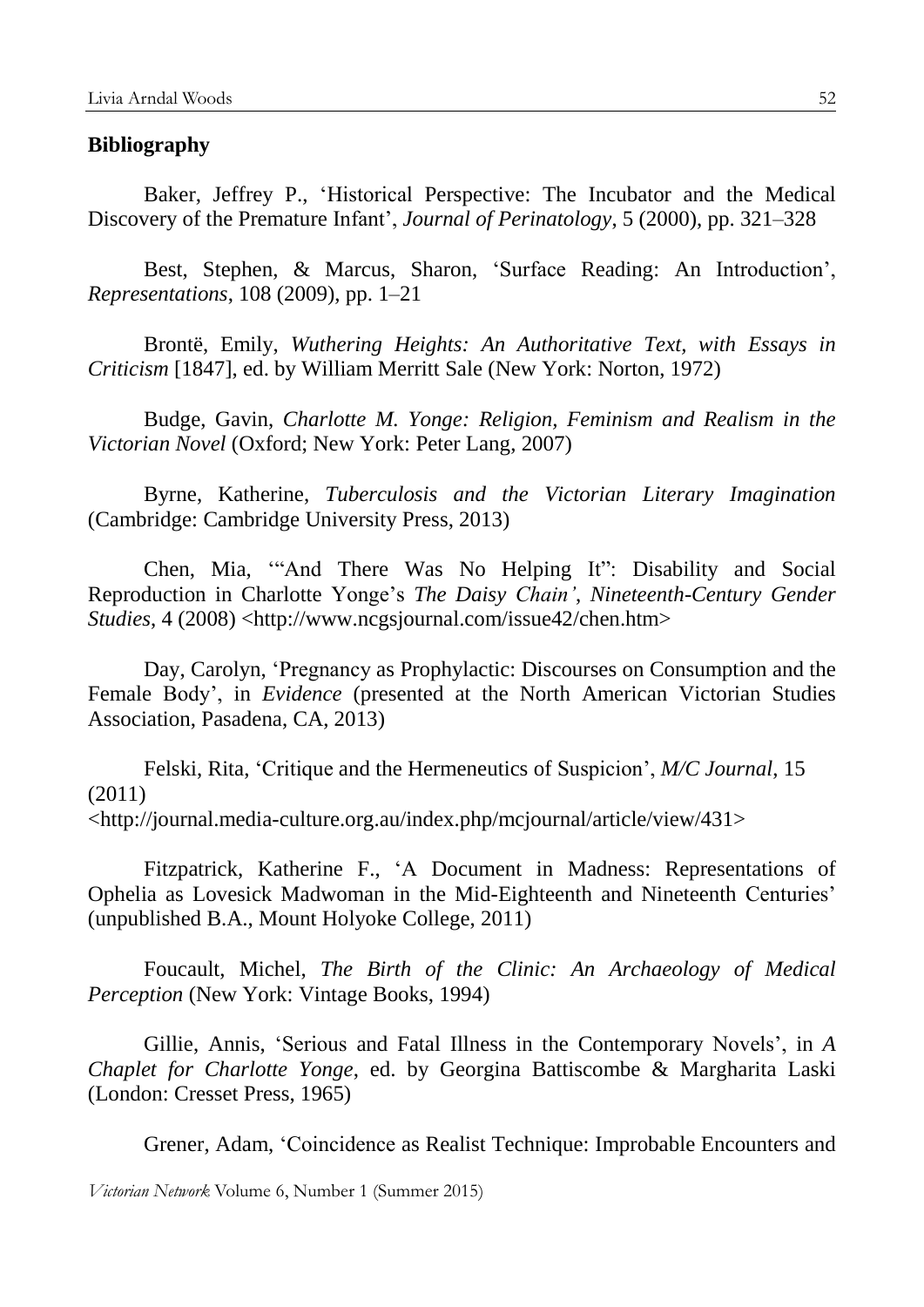## Bibliography

Baker, Jeffrey P., 'Historical Perspective: The Incubator and the Medical Discovery of the Premature Infant', *Journal of Perinatology*, 5 (2000), pp. 321–328

Best, Stephen, & Marcus, Sharon, 'Surface Reading: An Introduction', *Representations*, 108 (2009), pp. 1–21

Brontë, Emily, *Wuthering Heights: An Authoritative Text, with Essays in Criticism* [1847], ed. by William Merritt Sale (New York: Norton, 1972)

Budge, Gavin, *Charlotte M. Yonge: Religion, Feminism and Realism in the Victorian Novel* (Oxford; New York: Peter Lang, 2007)

Byrne, Katherine, *Tuberculosis and the Victorian Literary Imagination* (Cambridge: Cambridge University Press, 2013)

Chen, Mia, '"And There Was No Helping It": Disability and Social Reproduction in Charlotte Yonge's *The Daisy Chain*', *Nineteenth-Century Gender Studies*, 4 (2008) <http://www.ncgsjournal.com/issue42/chen.htm>

Day, Carolyn, 'Pregnancy as Prophylactic: Discourses on Consumption and the Female Body', in *Evidence* (presented at the North American Victorian Studies Association, Pasadena, CA, 2013)

Felski, Rita, 'Critique and the Hermeneutics of Suspicion', *M/C Journal*, 15 (2011) <http://journal.media-culture.org.au/index.php/mcjournal/article/view/431>

Fitzpatrick, Katherine F., 'A Document in Madness: Representations of Ophelia as Lovesick Madwoman in the Mid-Eighteenth and Nineteenth Centuries' (unpublished B.A., Mount Holyoke College, 2011)

Foucault, Michel, *The Birth of the Clinic: An Archaeology of Medical Perception* (New York: Vintage Books, 1994)

Gillie, Annis, 'Serious and Fatal Illness in the Contemporary Novels', in *A Chaplet for Charlotte Yonge*, ed. by Georgina Battiscombe & Margharita Laski (London: Cresset Press, 1965)

Grener, Adam, 'Coincidence as Realist Technique: Improbable Encounters and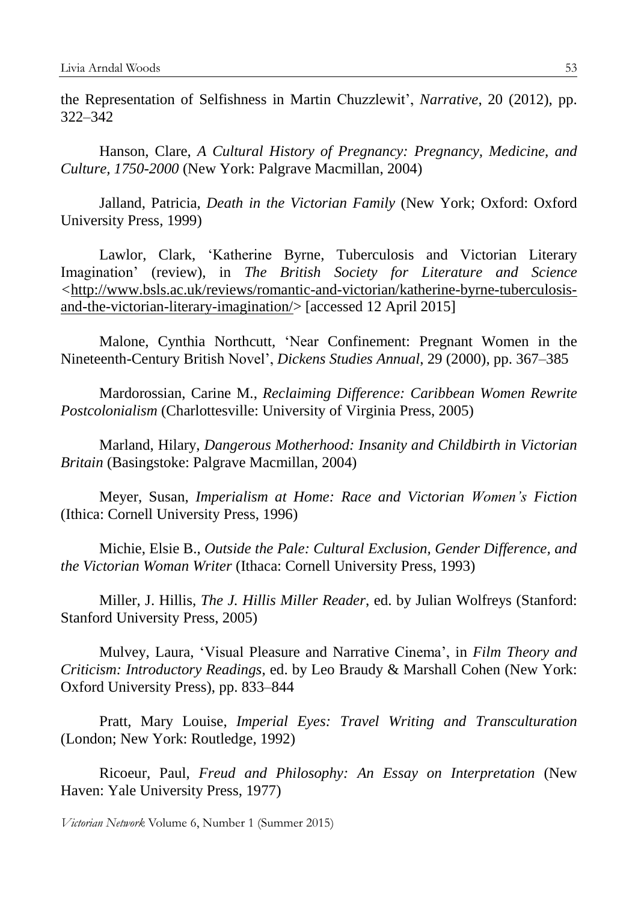the Representation of Selfishness in Martin Chuzzlewit', *Narrative*, 20 (2012), pp. 322–342

Hanson, Clare, *A Cultural History of Pregnancy: Pregnancy, Medicine, and Culture, 1750-2000* (New York: Palgrave Macmillan, 2004)

Jalland, Patricia, *Death in the Victorian Family* (New York; Oxford: Oxford University Press, 1999)

Lawlor, Clark, 'Katherine Byrne, Tuberculosis and Victorian Literary Imagination' (review), in *The British Society for Literature and Science* <http://www.bsls.ac.uk/reviews/romantic-and-victorian/katherine-byrne-tuberculosis-and-the-victorian-literary-imagination/> [accessed 12 April 2015]

Malone, Cynthia Northcutt, 'Near Confinement: Pregnant Women in the Nineteenth-Century British Novel', *Dickens Studies Annual*, 29 (2000), pp. 367–385

Mardorossian, Carine M., *Reclaiming Difference: Caribbean Women Rewrite Postcolonialism* (Charlottesville: University of Virginia Press, 2005)

Marland, Hilary, *Dangerous Motherhood: Insanity and Childbirth in Victorian Britain* (Basingstoke: Palgrave Macmillan, 2004)

Meyer, Susan, *Imperialism at Home: Race and Victorian Women's Fiction* (Ithica: Cornell University Press, 1996)

Michie, Elsie B., *Outside the Pale: Cultural Exclusion, Gender Difference, and the Victorian Woman Writer* (Ithaca: Cornell University Press, 1993)

Miller, J. Hillis, *The J. Hillis Miller Reader*, ed. by Julian Wolfreys (Stanford: Stanford University Press, 2005)

Mulvey, Laura, 'Visual Pleasure and Narrative Cinema', in *Film Theory and Criticism: Introductory Readings*, ed. by Leo Braudy & Marshall Cohen (New York: Oxford University Press), pp. 833–844

Pratt, Mary Louise, *Imperial Eyes: Travel Writing and Transculturation* (London; New York: Routledge, 1992)

Ricoeur, Paul, *Freud and Philosophy: An Essay on Interpretation* (New Haven: Yale University Press, 1977)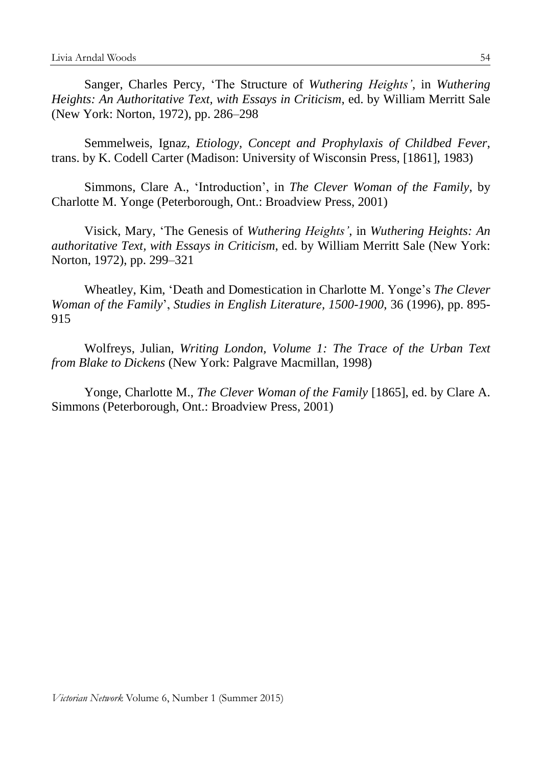Sanger, Charles Percy, 'The Structure of *Wuthering Heights'*, in *Wuthering Heights: An Authoritative Text, with Essays in Criticism*, ed. by William Merritt Sale (New York: Norton, 1972), pp. 286–298

Semmelweis, Ignaz, *Etiology, Concept and Prophylaxis of Childbed Fever*, trans. by K. Codell Carter (Madison: University of Wisconsin Press, [1861], 1983)

Simmons, Clare A., 'Introduction', in *The Clever Woman of the Family*, by Charlotte M. Yonge (Peterborough, Ont.: Broadview Press, 2001)

Visick, Mary, 'The Genesis of *Wuthering Heights'*, in *Wuthering Heights: An authoritative Text, with Essays in Criticism*, ed. by William Merritt Sale (New York: Norton, 1972), pp. 299–321

Wheatley, Kim, 'Death and Domestication in Charlotte M. Yonge's *The Clever Woman of the Family*', *Studies in English Literature, 1500-1900*, 36 (1996), pp. 895-915

Wolfreys, Julian, *Writing London, Volume 1: The Trace of the Urban Text from Blake to Dickens* (New York: Palgrave Macmillan, 1998)

Yonge, Charlotte M., *The Clever Woman of the Family* [1865], ed. by Clare A. Simmons (Peterborough, Ont.: Broadview Press, 2001)